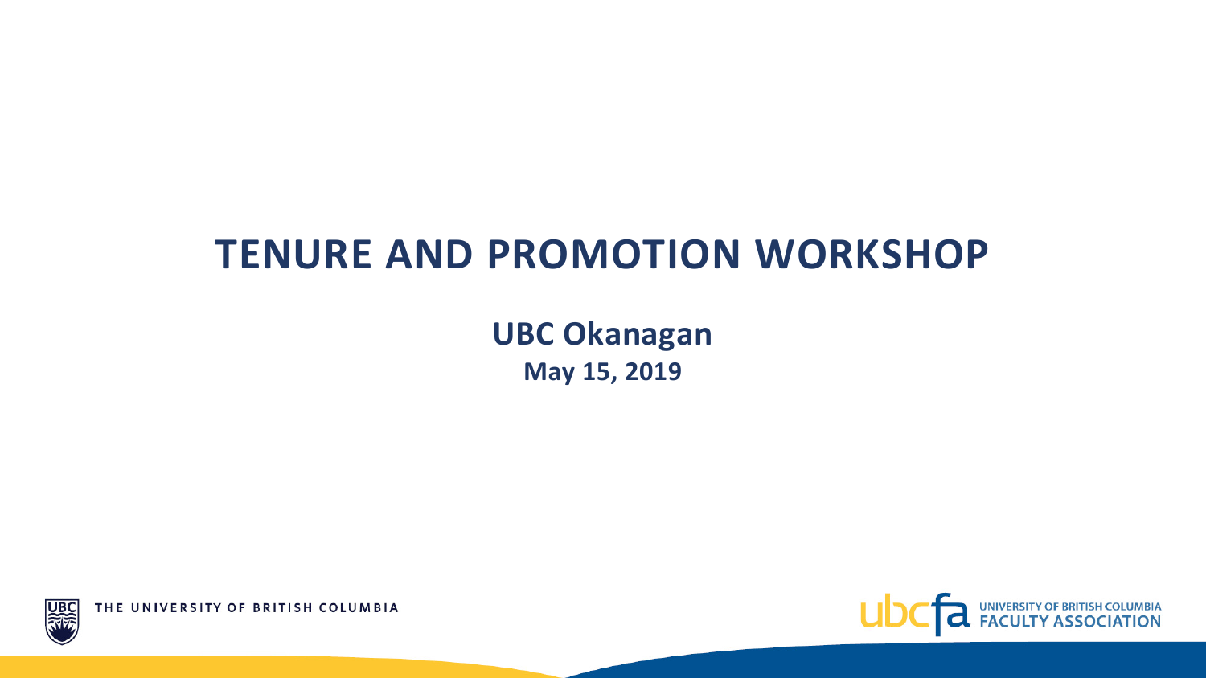# TENURE AND PROMOTION WORKSHOP

**UBC Okanagan**

**May 15, 2019**

THE UNIVERSITY OF BRITISH COLUMBIA

ubcfa UNIVERSITY OF BRITISH COLUMBIA FACULTY ASSOCIATION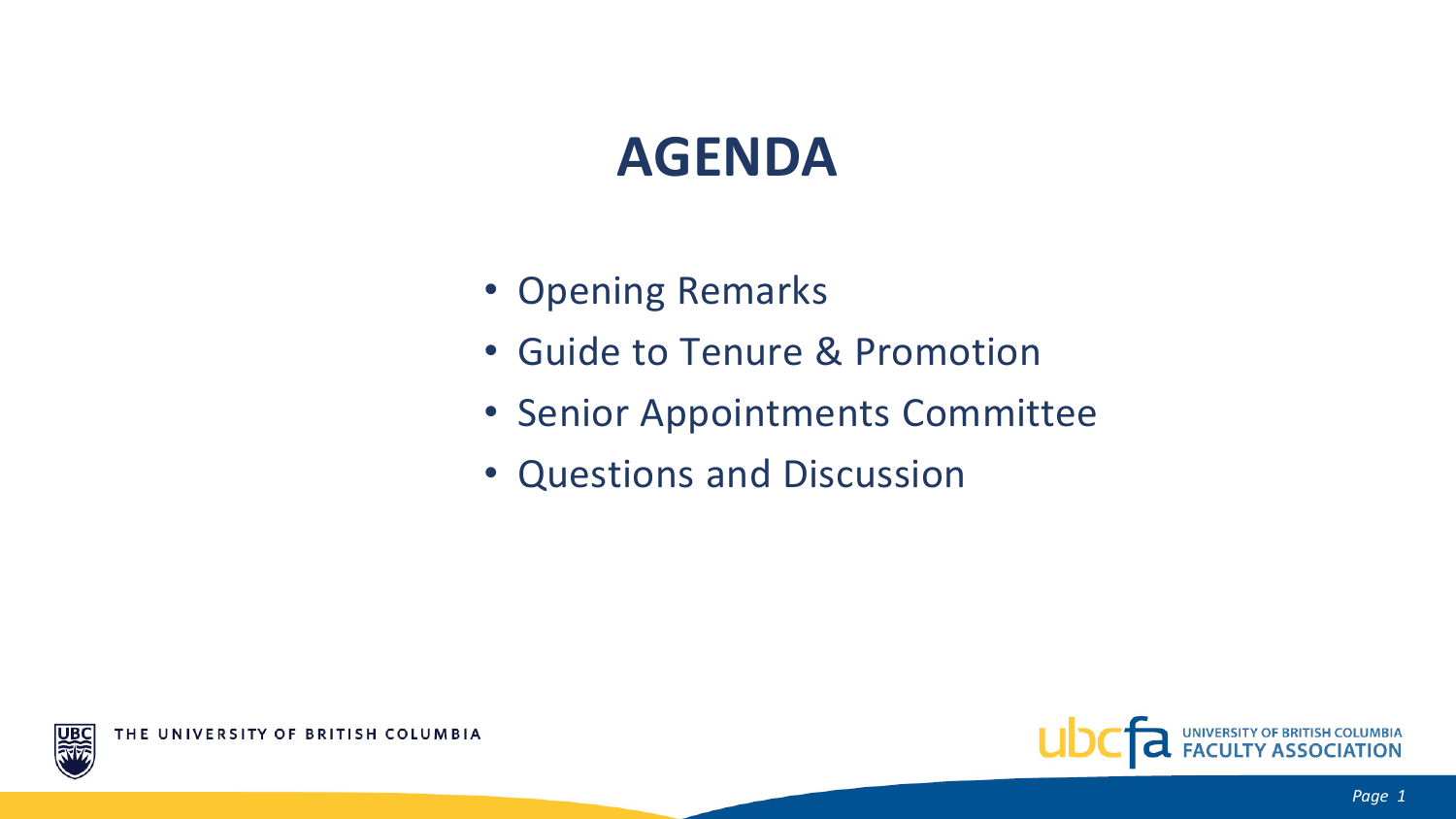# AGENDA

- Opening Remarks
- Guide to Tenure & Promotion
- Senior Appointments Committee
- Questions and Discussion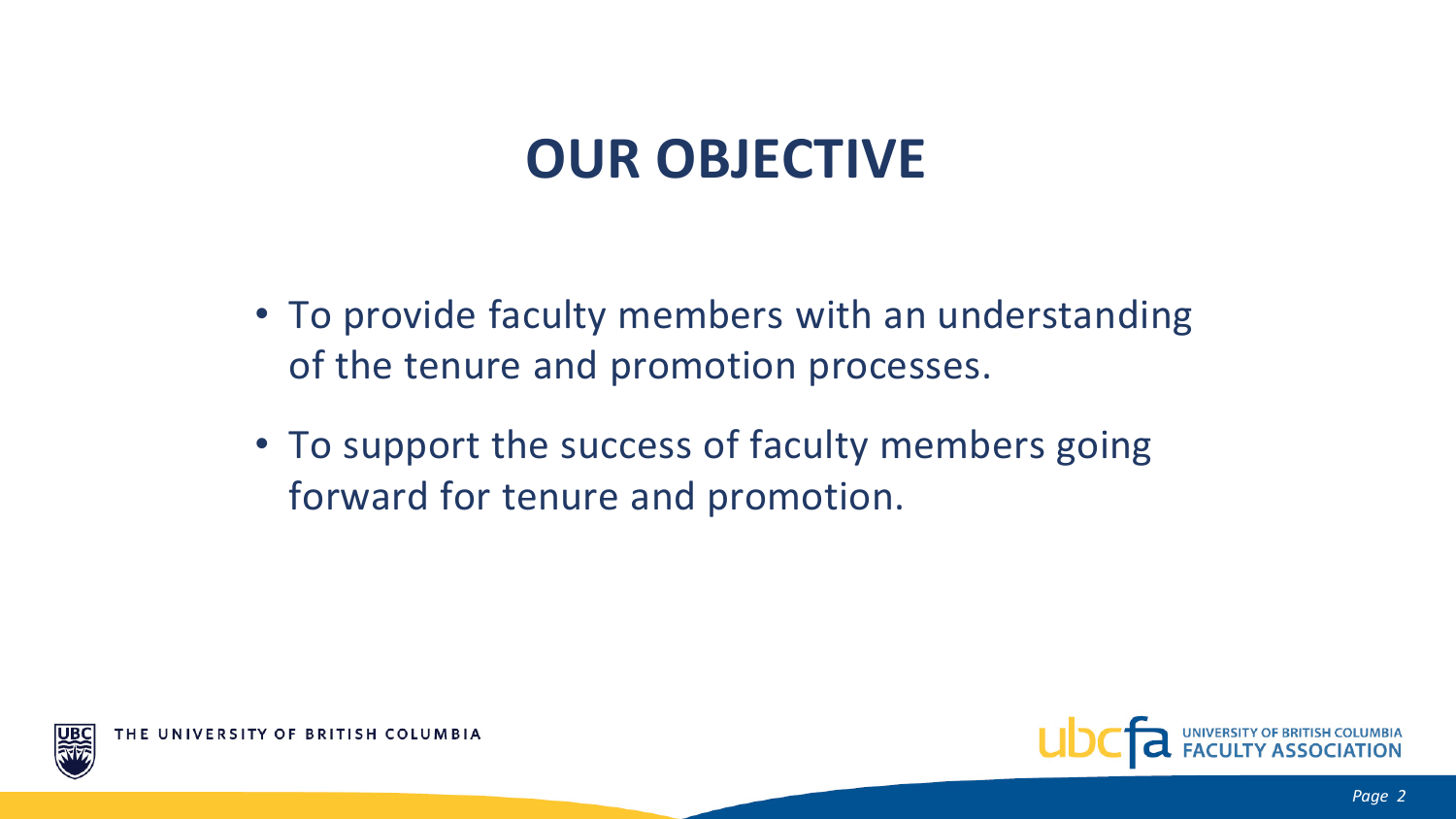# OUR OBJECTIVE

- To provide faculty members with an understanding of the tenure and promotion processes.
- To support the success of faculty members going forward for tenure and promotion.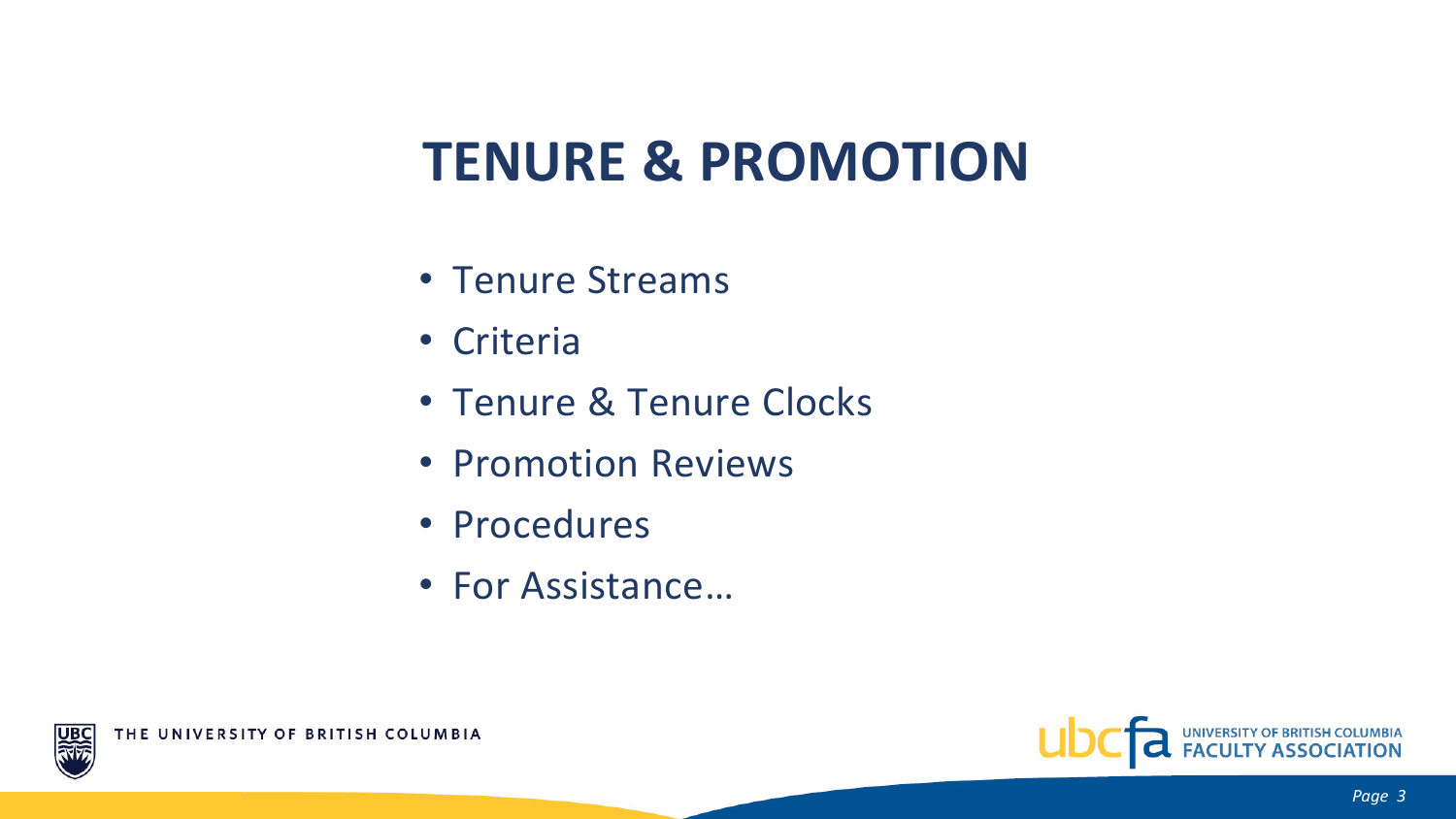# TENURE & PROMOTION

- Tenure Streams
- Criteria
- Tenure & Tenure Clocks
- Promotion Reviews
- Procedures
- For Assistance…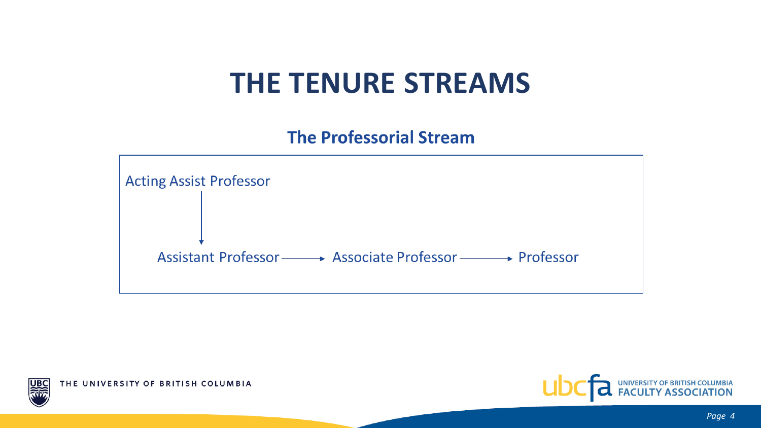# THE TENURE STREAMS

## The Professorial Stream

Acting Assist Professor

↓

Assistant Professor → Associate Professor → Professor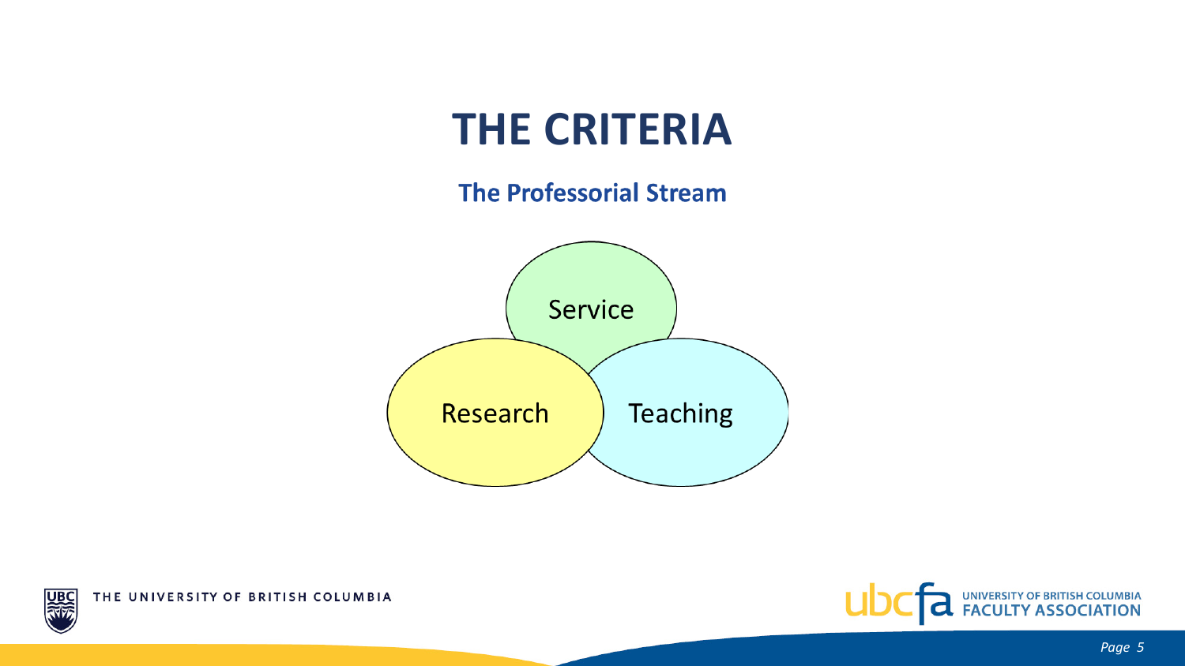# THE CRITERIA

## The Professorial Stream

Service

Research

Teaching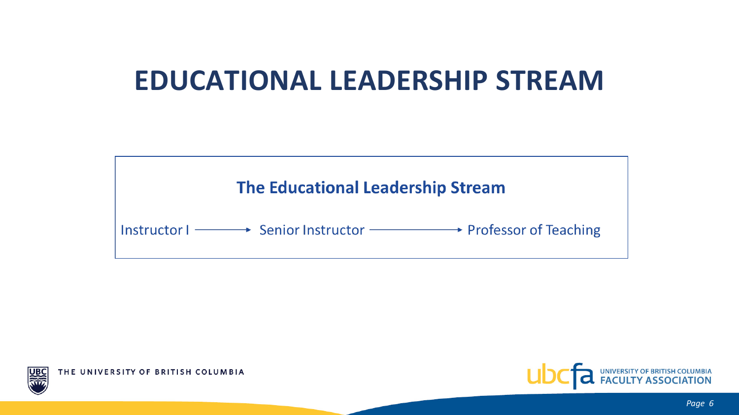# EDUCATIONAL LEADERSHIP STREAM

**The Educational Leadership Stream**

Instructor I → Senior Instructor → Professor of Teaching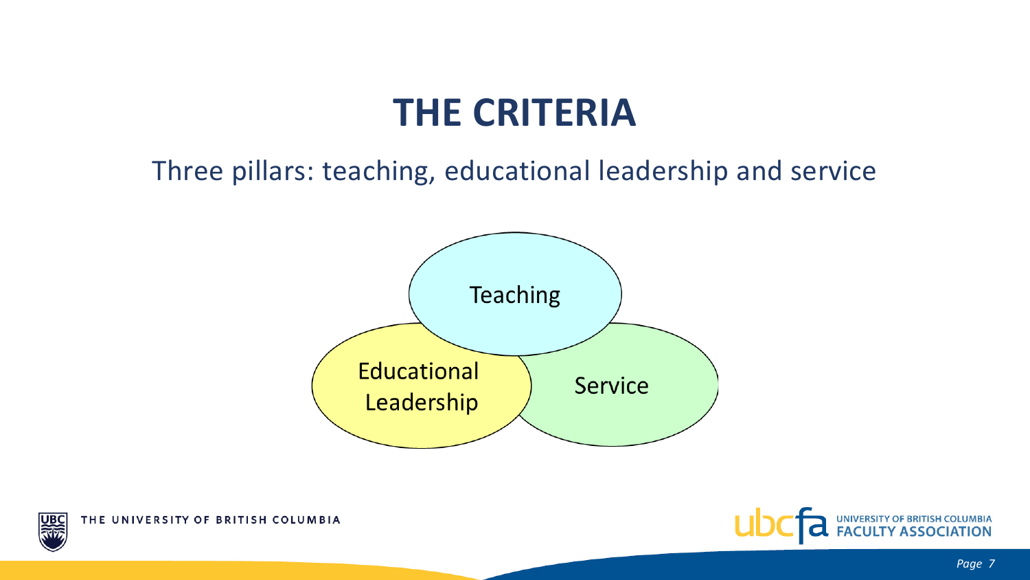# THE CRITERIA

Three pillars: teaching, educational leadership and service

Teaching

Educational Leadership

Service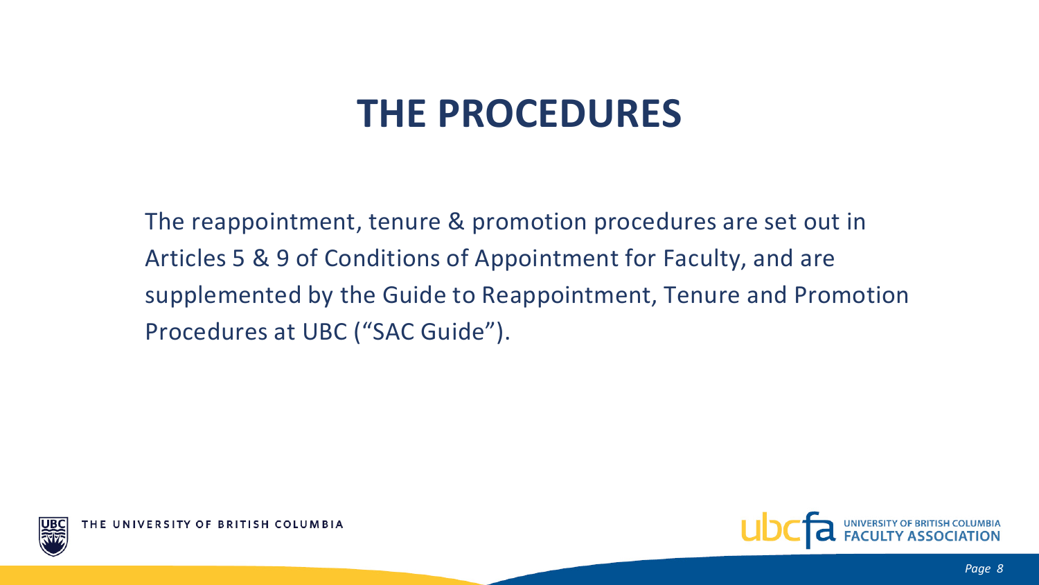# THE PROCEDURES

The reappointment, tenure & promotion procedures are set out in Articles 5 & 9 of Conditions of Appointment for Faculty, and are supplemented by the Guide to Reappointment, Tenure and Promotion Procedures at UBC ("SAC Guide").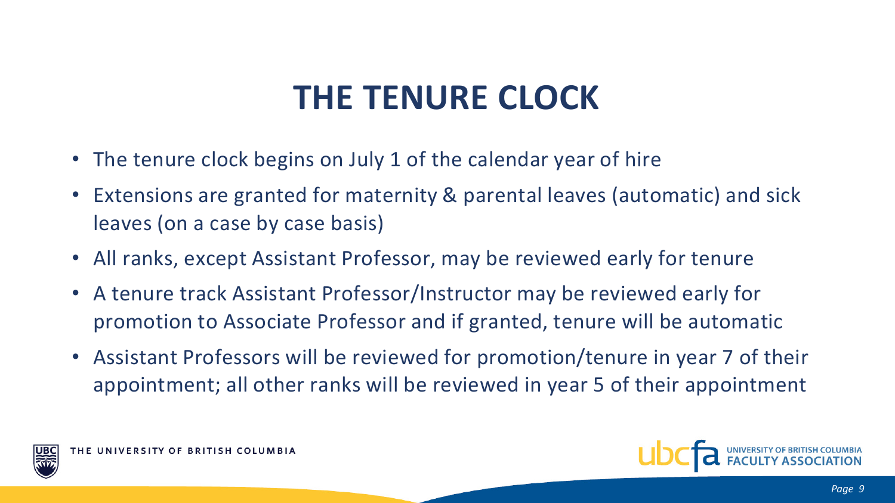# THE TENURE CLOCK

- The tenure clock begins on July 1 of the calendar year of hire
- Extensions are granted for maternity & parental leaves (automatic) and sick leaves (on a case by case basis)
- All ranks, except Assistant Professor, may be reviewed early for tenure
- A tenure track Assistant Professor/Instructor may be reviewed early for promotion to Associate Professor and if granted, tenure will be automatic
- Assistant Professors will be reviewed for promotion/tenure in year 7 of their appointment; all other ranks will be reviewed in year 5 of their appointment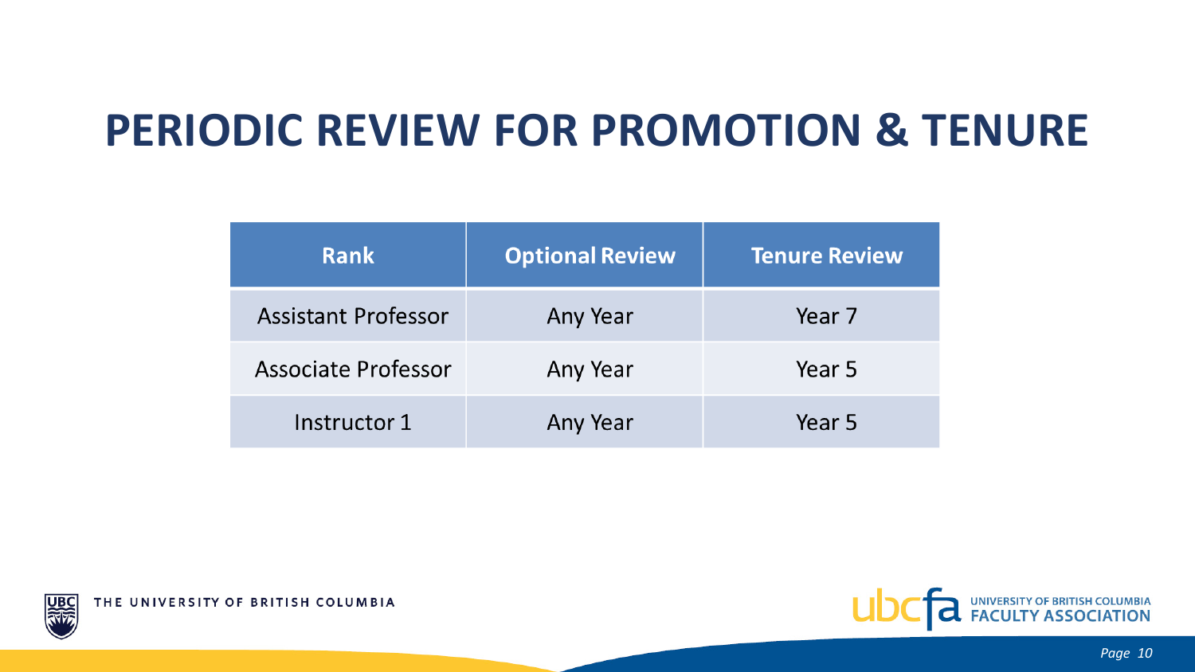# PERIODIC REVIEW FOR PROMOTION & TENURE

| Rank | Optional Review | Tenure Review |
| --- | --- | --- |
| Assistant Professor | Any Year | Year 7 |
| Associate Professor | Any Year | Year 5 |
| Instructor 1 | Any Year | Year 5 |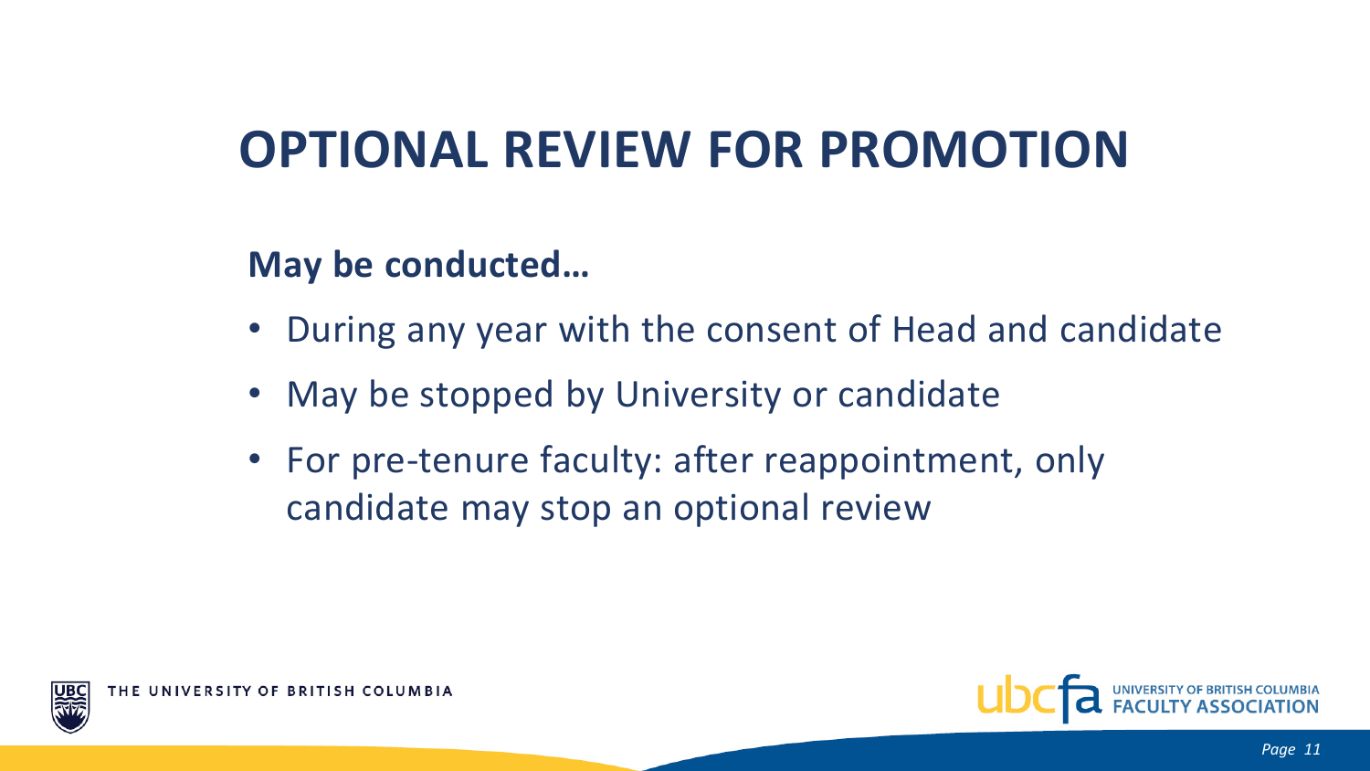# OPTIONAL REVIEW FOR PROMOTION

**May be conducted…**

- During any year with the consent of Head and candidate
- May be stopped by University or candidate
- For pre-tenure faculty: after reappointment, only candidate may stop an optional review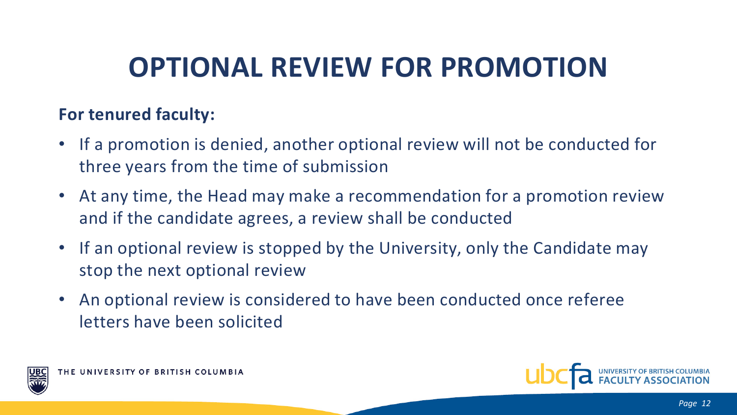# OPTIONAL REVIEW FOR PROMOTION

**For tenured faculty:**

- If a promotion is denied, another optional review will not be conducted for three years from the time of submission
- At any time, the Head may make a recommendation for a promotion review and if the candidate agrees, a review shall be conducted
- If an optional review is stopped by the University, only the Candidate may stop the next optional review
- An optional review is considered to have been conducted once referee letters have been solicited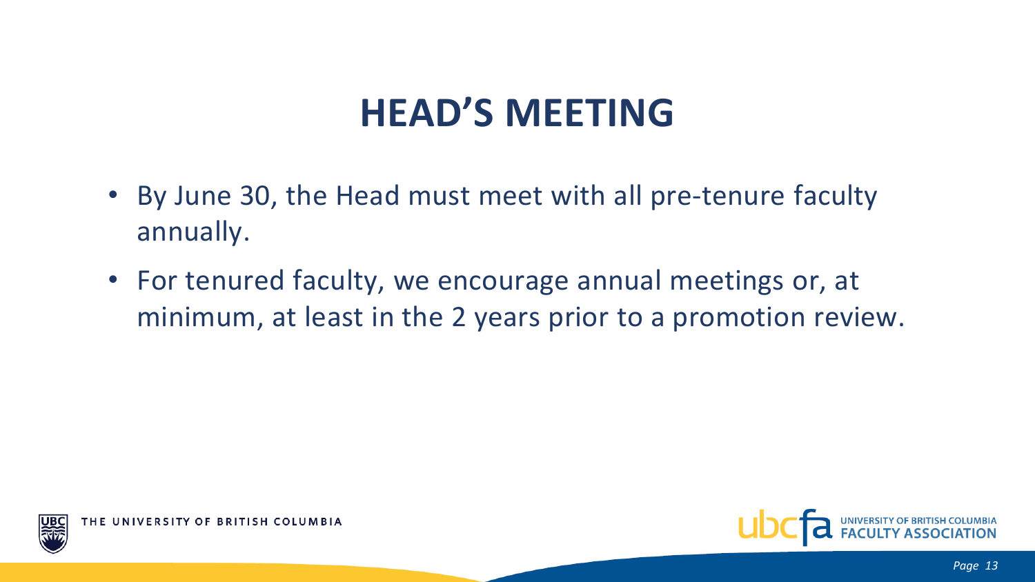# HEAD'S MEETING

- By June 30, the Head must meet with all pre-tenure faculty annually.
- For tenured faculty, we encourage annual meetings or, at minimum, at least in the 2 years prior to a promotion review.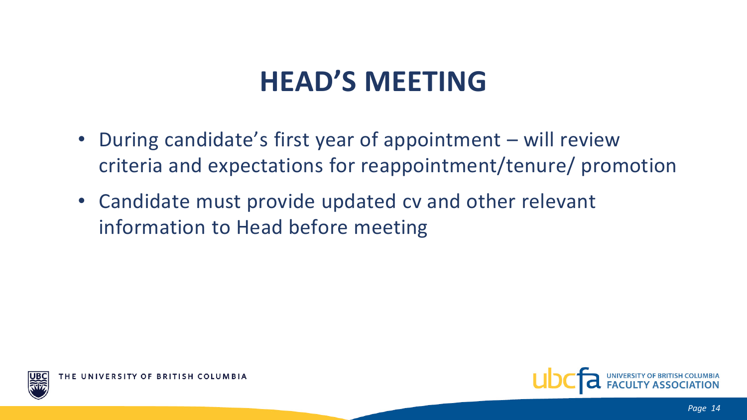# HEAD'S MEETING

- During candidate's first year of appointment – will review criteria and expectations for reappointment/tenure/ promotion
- Candidate must provide updated cv and other relevant information to Head before meeting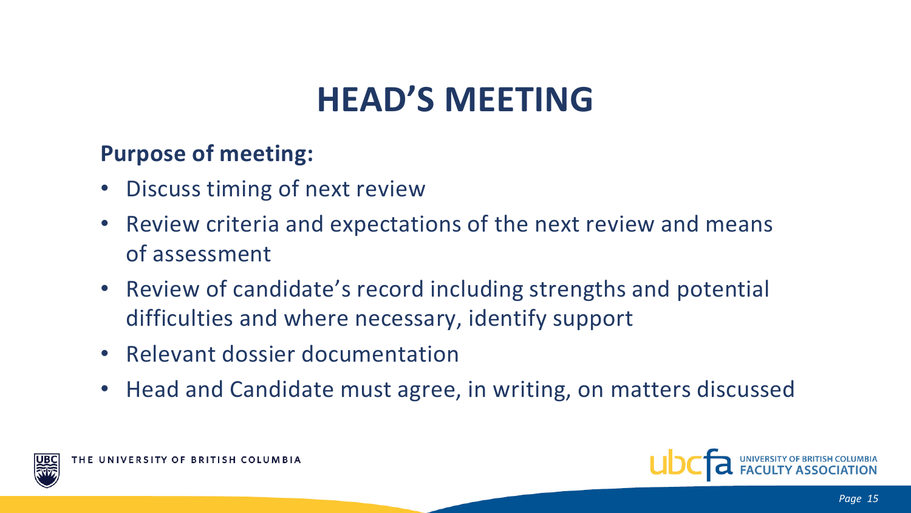# HEAD'S MEETING

**Purpose of meeting:**

- Discuss timing of next review
- Review criteria and expectations of the next review and means of assessment
- Review of candidate's record including strengths and potential difficulties and where necessary, identify support
- Relevant dossier documentation
- Head and Candidate must agree, in writing, on matters discussed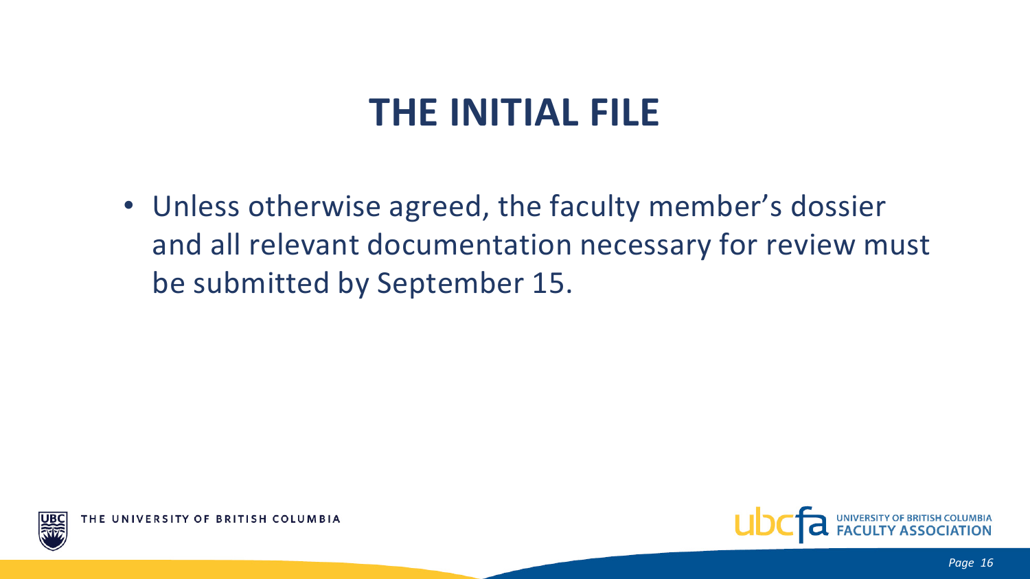# THE INITIAL FILE

- Unless otherwise agreed, the faculty member's dossier and all relevant documentation necessary for review must be submitted by September 15.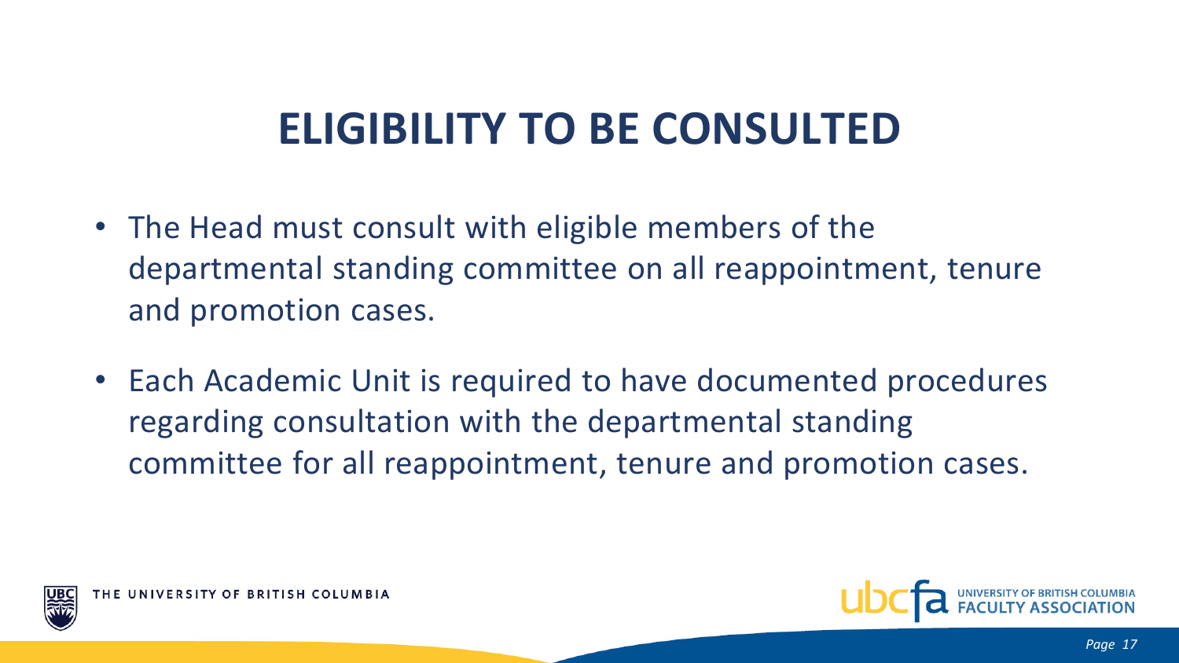# ELIGIBILITY TO BE CONSULTED

- The Head must consult with eligible members of the departmental standing committee on all reappointment, tenure and promotion cases.
- Each Academic Unit is required to have documented procedures regarding consultation with the departmental standing committee for all reappointment, tenure and promotion cases.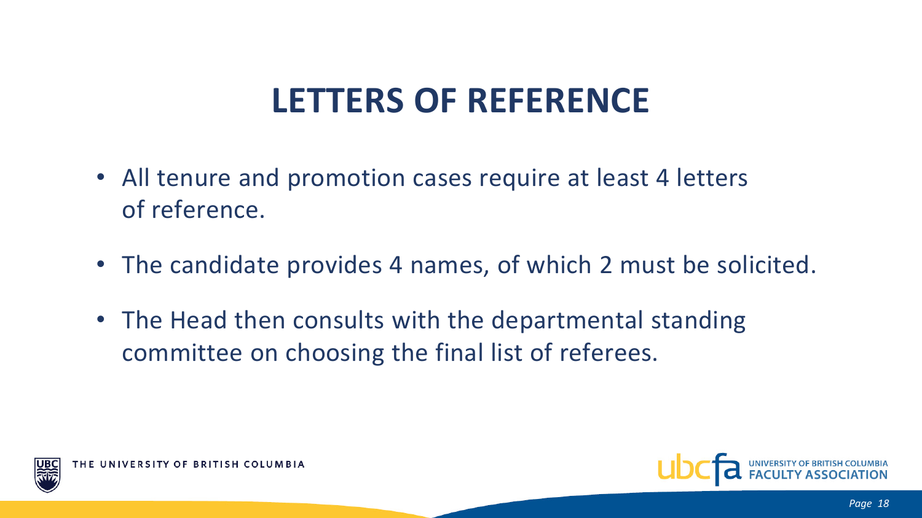# LETTERS OF REFERENCE

- All tenure and promotion cases require at least 4 letters of reference.
- The candidate provides 4 names, of which 2 must be solicited.
- The Head then consults with the departmental standing committee on choosing the final list of referees.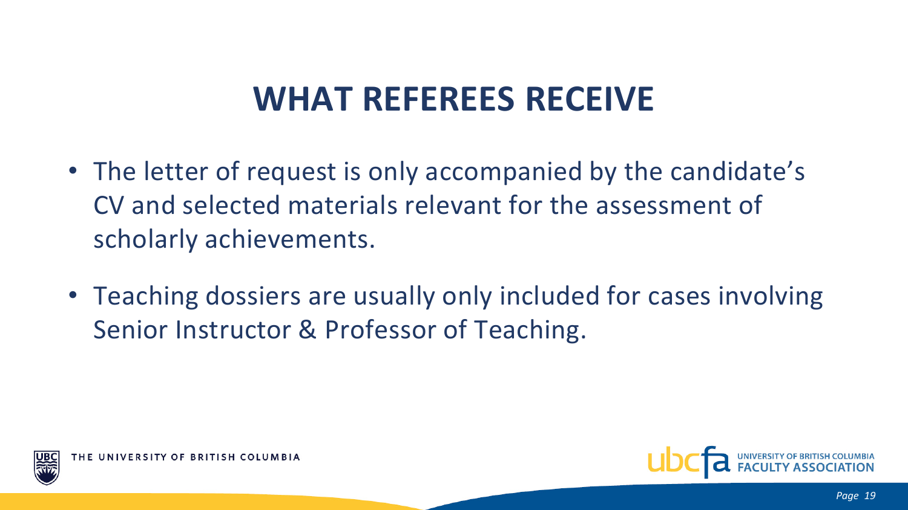# WHAT REFEREES RECEIVE

- The letter of request is only accompanied by the candidate's CV and selected materials relevant for the assessment of scholarly achievements.
- Teaching dossiers are usually only included for cases involving Senior Instructor & Professor of Teaching.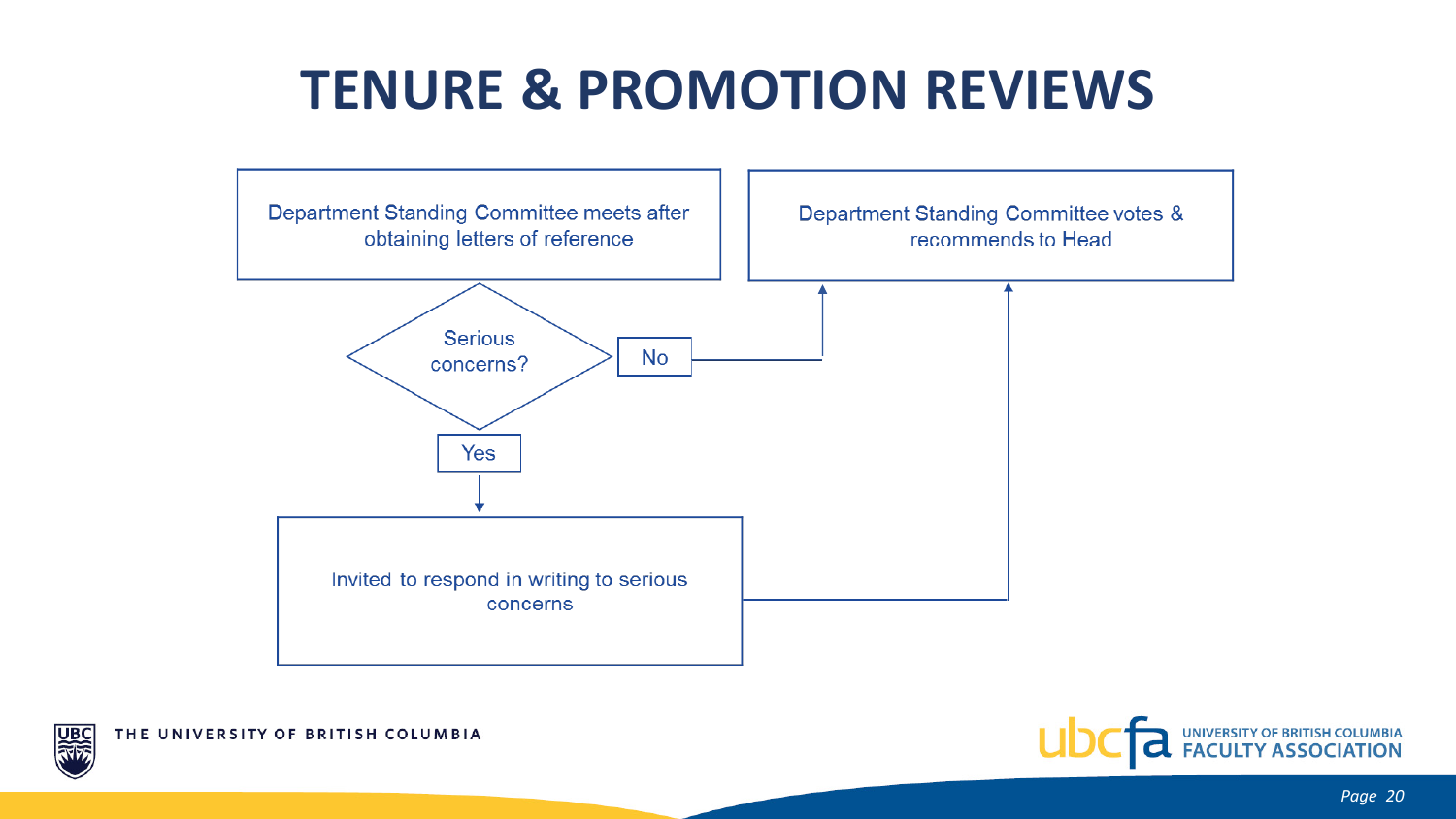# TENURE & PROMOTION REVIEWS

Department Standing Committee meets after obtaining letters of reference

Serious concerns?

No

Department Standing Committee votes & recommends to Head

Yes

Invited to respond in writing to serious concerns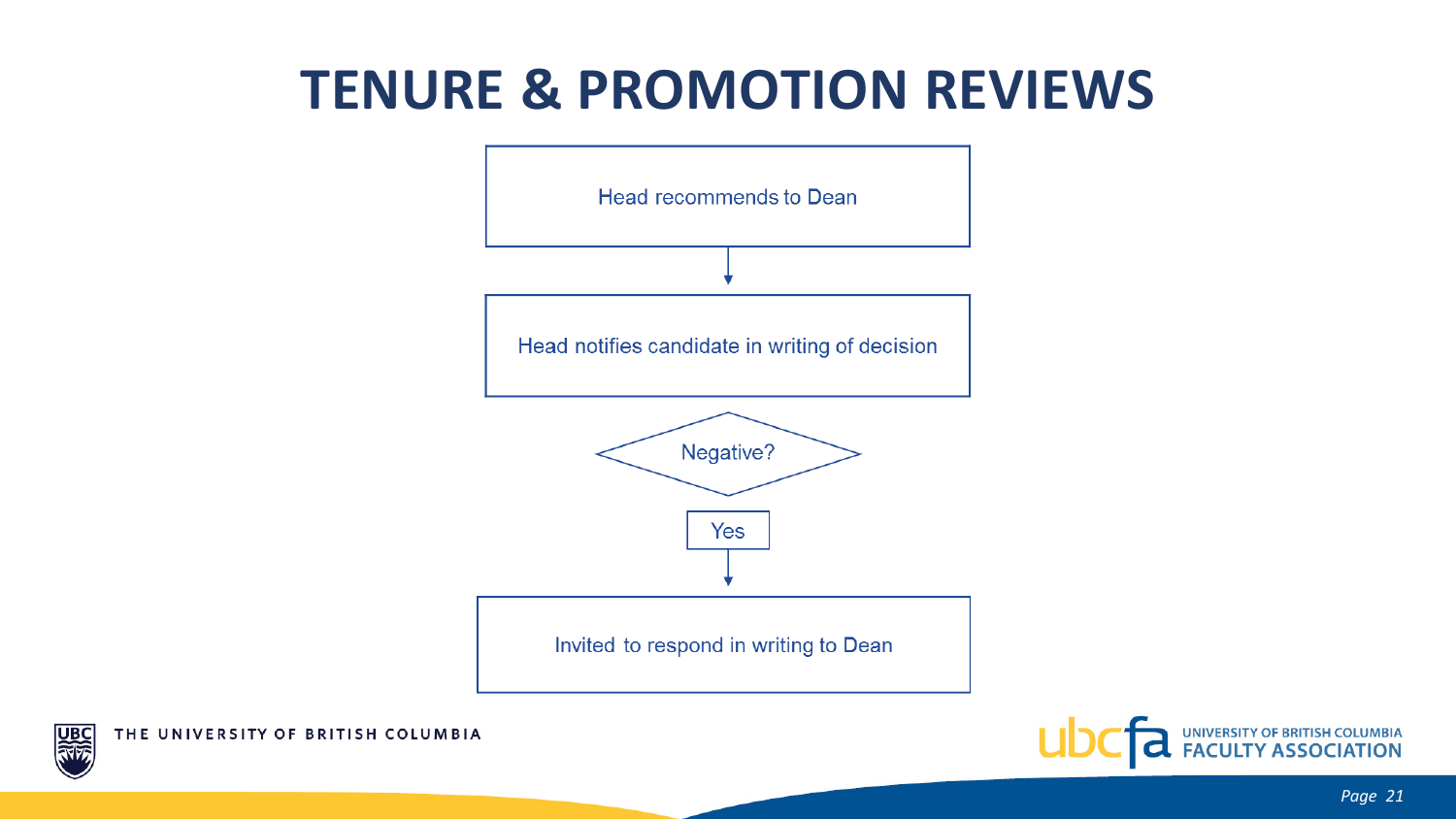# TENURE & PROMOTION REVIEWS

Head recommends to Dean

↓

Head notifies candidate in writing of decision

Negative?

Yes

↓

Invited to respond in writing to Dean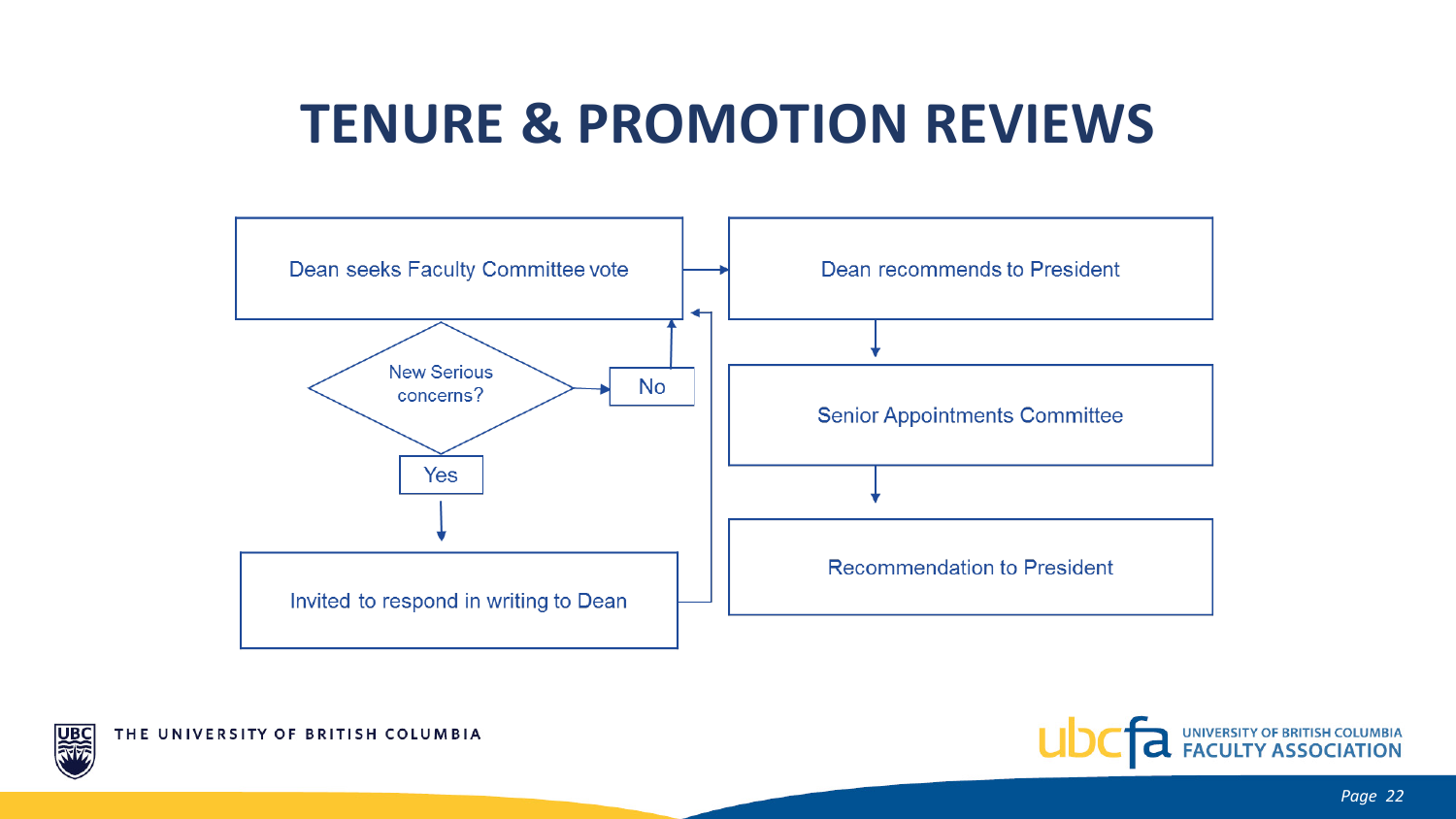# TENURE & PROMOTION REVIEWS

- Dean seeks Faculty Committee vote → Dean recommends to President
- New Serious concerns?
  - No → Dean seeks Faculty Committee vote
  - Yes → Invited to respond in writing to Dean → Dean seeks Faculty Committee vote
- Dean recommends to President → Senior Appointments Committee → Recommendation to President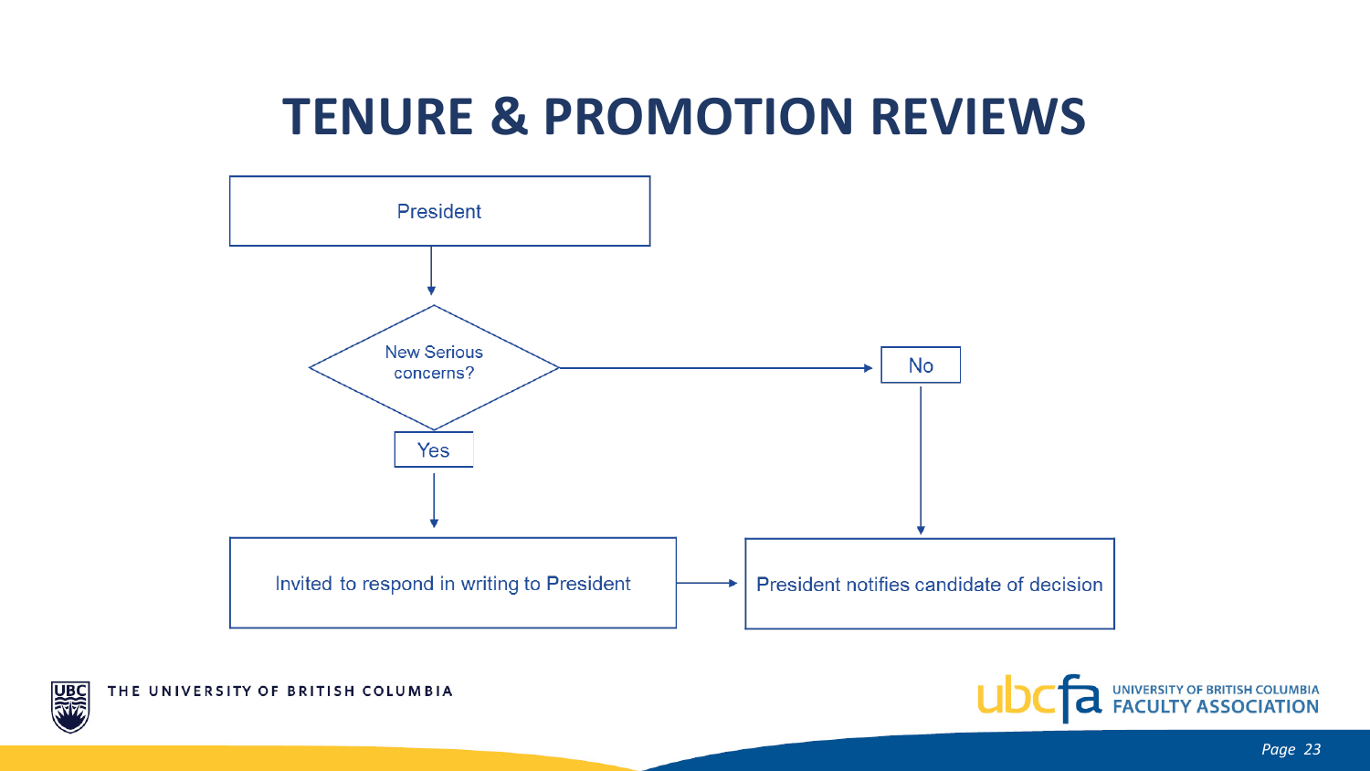# TENURE & PROMOTION REVIEWS

President

New Serious concerns?

Yes

Invited to respond in writing to President

No

President notifies candidate of decision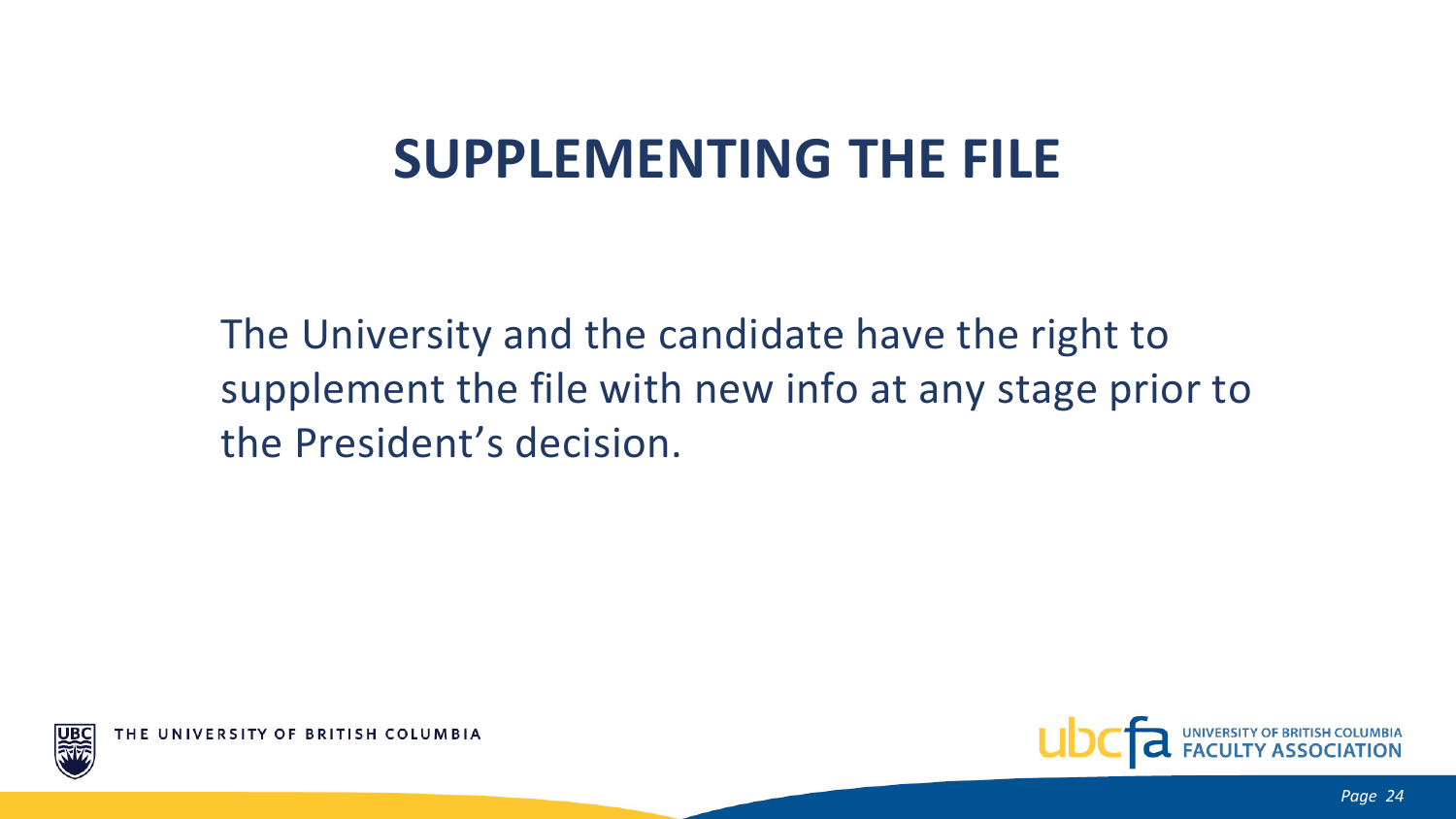# SUPPLEMENTING THE FILE

The University and the candidate have the right to supplement the file with new info at any stage prior to the President's decision.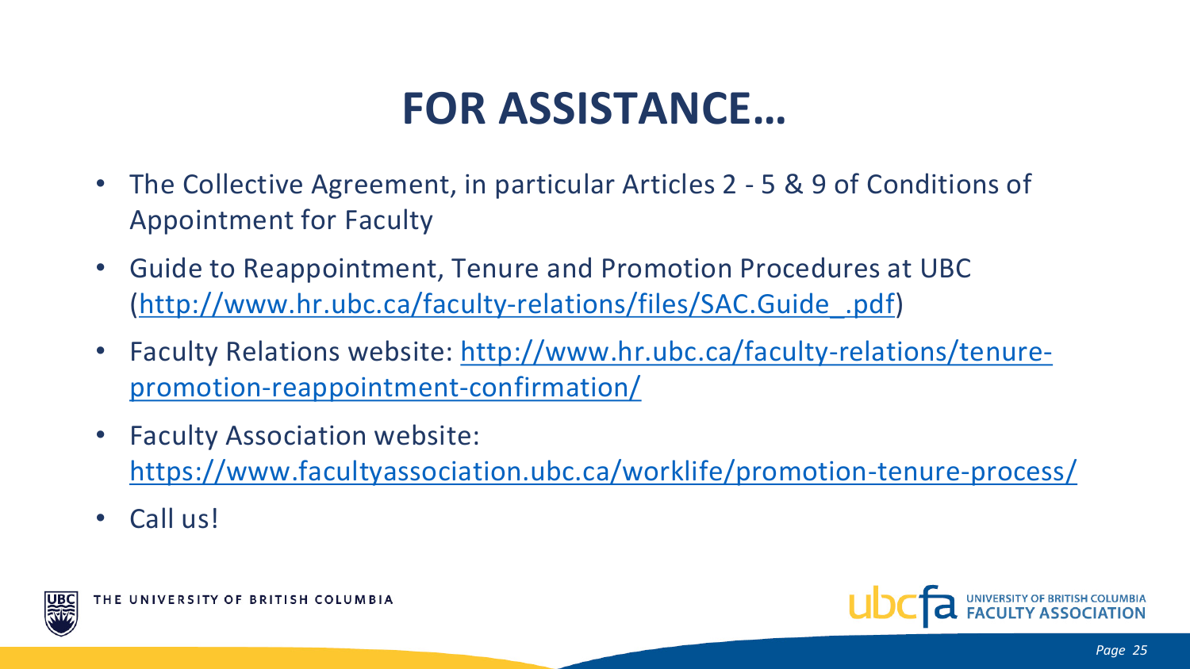# FOR ASSISTANCE…

- The Collective Agreement, in particular Articles 2 - 5 & 9 of Conditions of Appointment for Faculty
- Guide to Reappointment, Tenure and Promotion Procedures at UBC (http://www.hr.ubc.ca/faculty-relations/files/SAC.Guide_.pdf)
- Faculty Relations website: http://www.hr.ubc.ca/faculty-relations/tenure-promotion-reappointment-confirmation/
- Faculty Association website: https://www.facultyassociation.ubc.ca/worklife/promotion-tenure-process/
- Call us!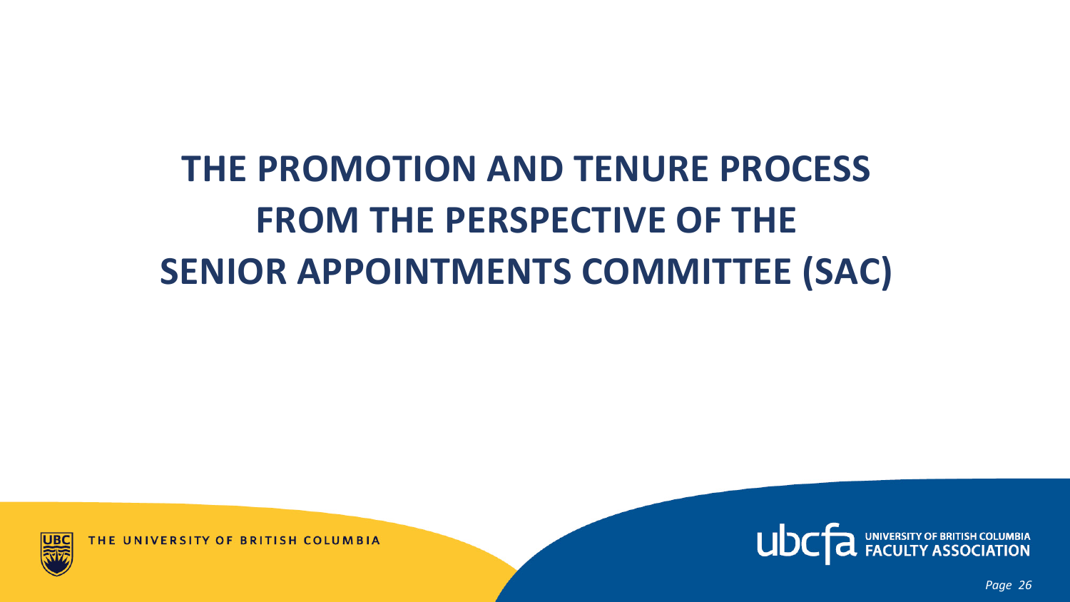# THE PROMOTION AND TENURE PROCESS FROM THE PERSPECTIVE OF THE SENIOR APPOINTMENTS COMMITTEE (SAC)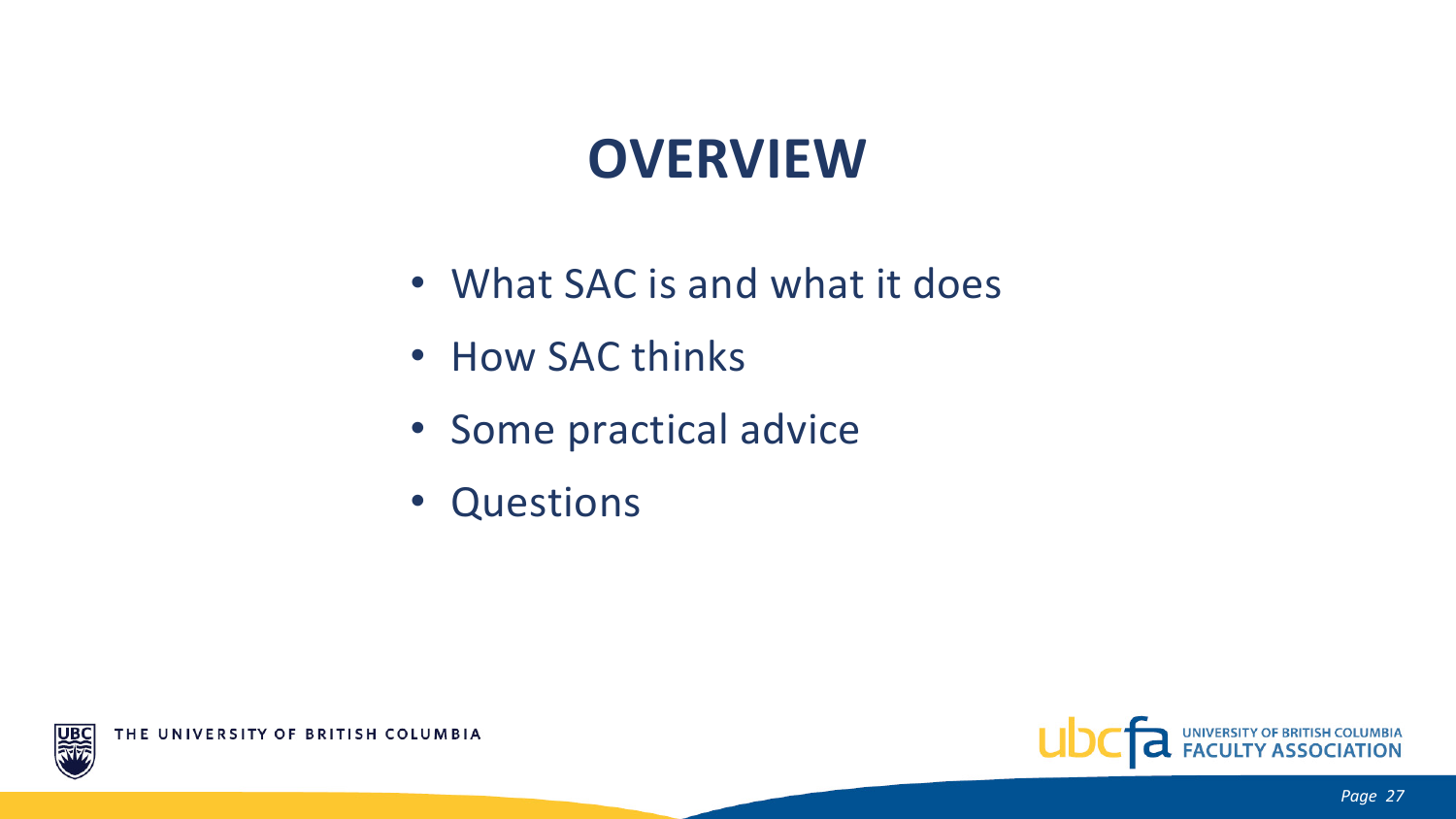# OVERVIEW

- What SAC is and what it does
- How SAC thinks
- Some practical advice
- Questions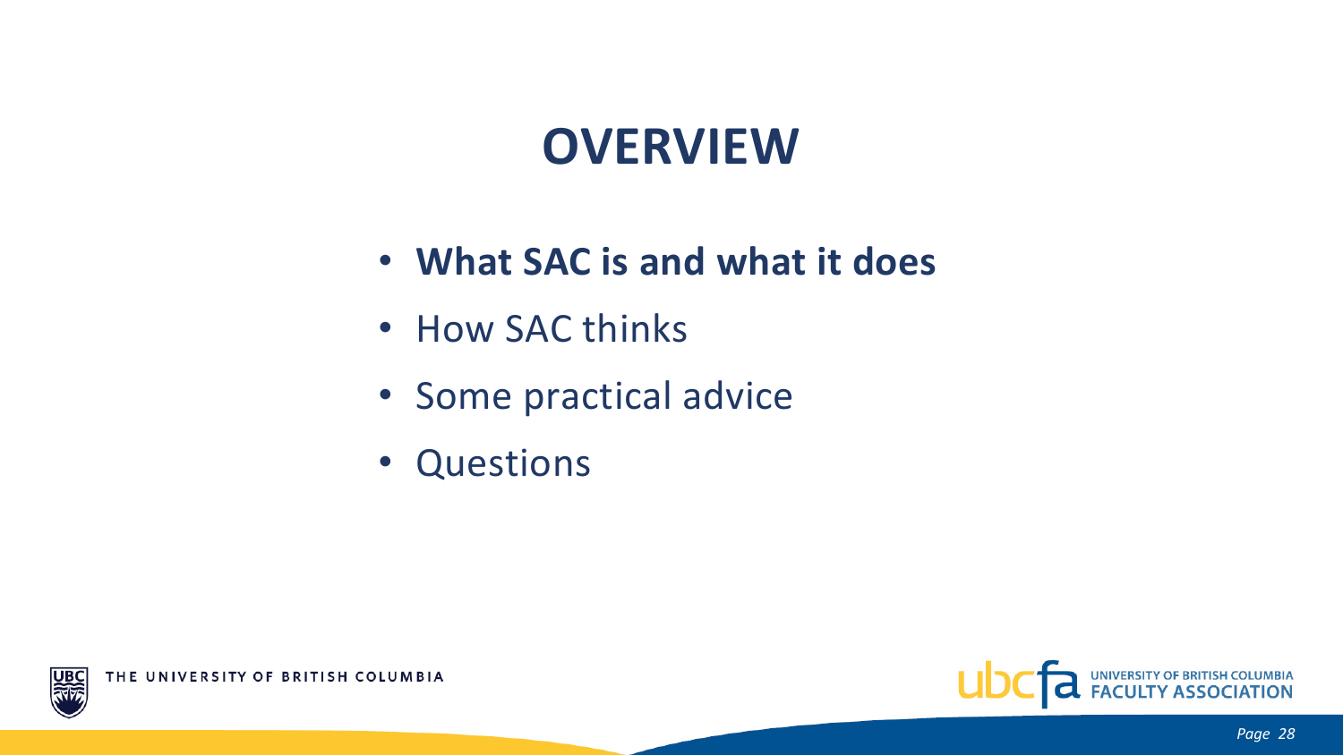# OVERVIEW

- **What SAC is and what it does**
- How SAC thinks
- Some practical advice
- Questions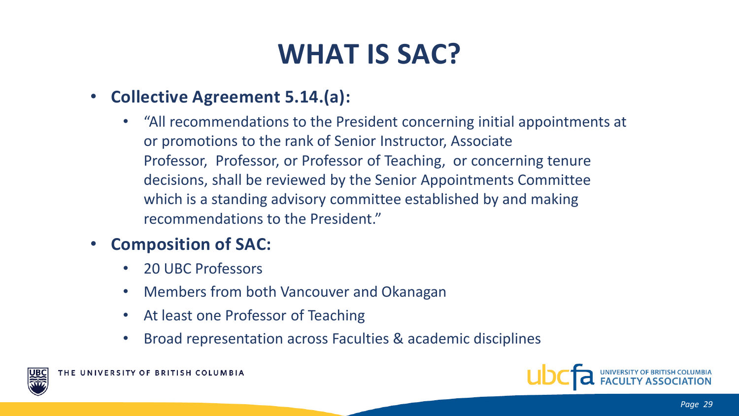# WHAT IS SAC?

- **Collective Agreement 5.14.(a):**
  - "All recommendations to the President concerning initial appointments at or promotions to the rank of Senior Instructor, Associate Professor, Professor, or Professor of Teaching, or concerning tenure decisions, shall be reviewed by the Senior Appointments Committee which is a standing advisory committee established by and making recommendations to the President."
- **Composition of SAC:**
  - 20 UBC Professors
  - Members from both Vancouver and Okanagan
  - At least one Professor of Teaching
  - Broad representation across Faculties & academic disciplines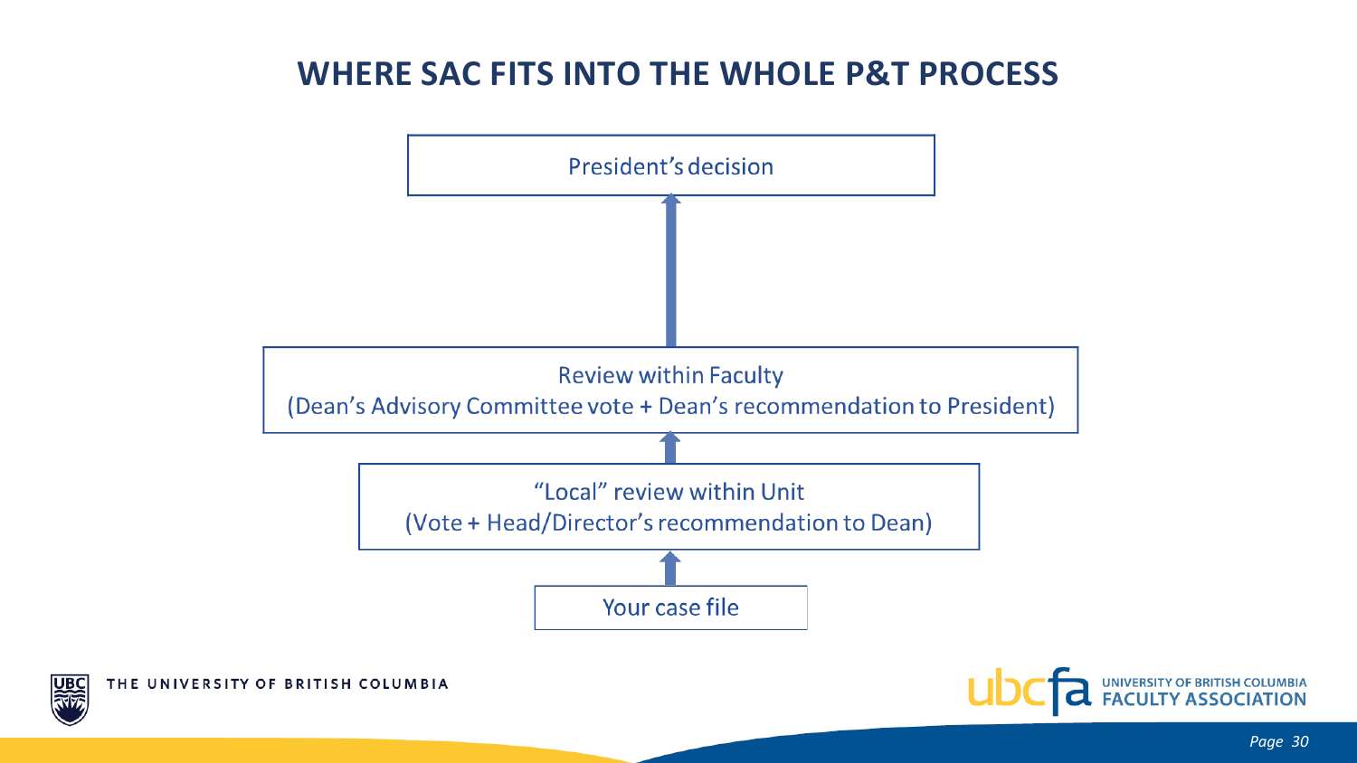# WHERE SAC FITS INTO THE WHOLE P&T PROCESS

President's decision

↑

Review within Faculty
(Dean's Advisory Committee vote + Dean's recommendation to President)

↑

"Local" review within Unit
(Vote + Head/Director's recommendation to Dean)

↑

Your case file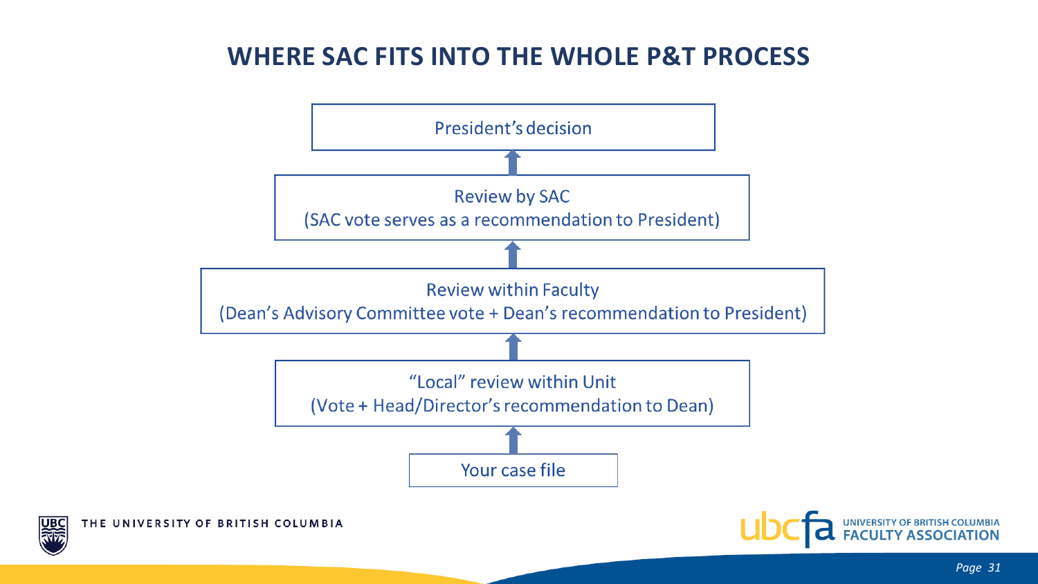# WHERE SAC FITS INTO THE WHOLE P&T PROCESS

President's decision

↑

Review by SAC
(SAC vote serves as a recommendation to President)

↑

Review within Faculty
(Dean's Advisory Committee vote + Dean's recommendation to President)

↑

"Local" review within Unit
(Vote + Head/Director's recommendation to Dean)

↑

Your case file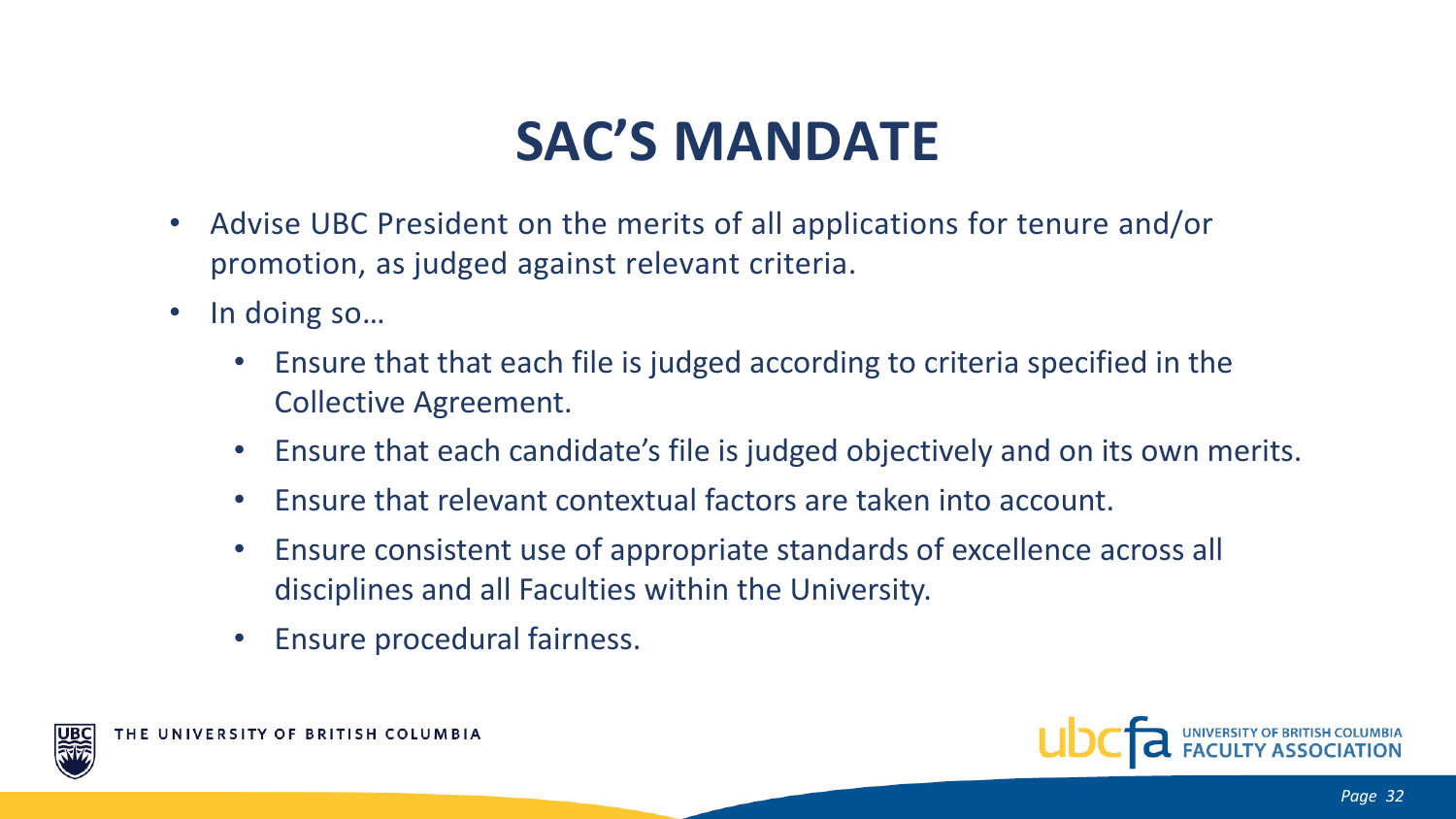# SAC'S MANDATE

- Advise UBC President on the merits of all applications for tenure and/or promotion, as judged against relevant criteria.
- In doing so…
  - Ensure that that each file is judged according to criteria specified in the Collective Agreement.
  - Ensure that each candidate's file is judged objectively and on its own merits.
  - Ensure that relevant contextual factors are taken into account.
  - Ensure consistent use of appropriate standards of excellence across all disciplines and all Faculties within the University.
  - Ensure procedural fairness.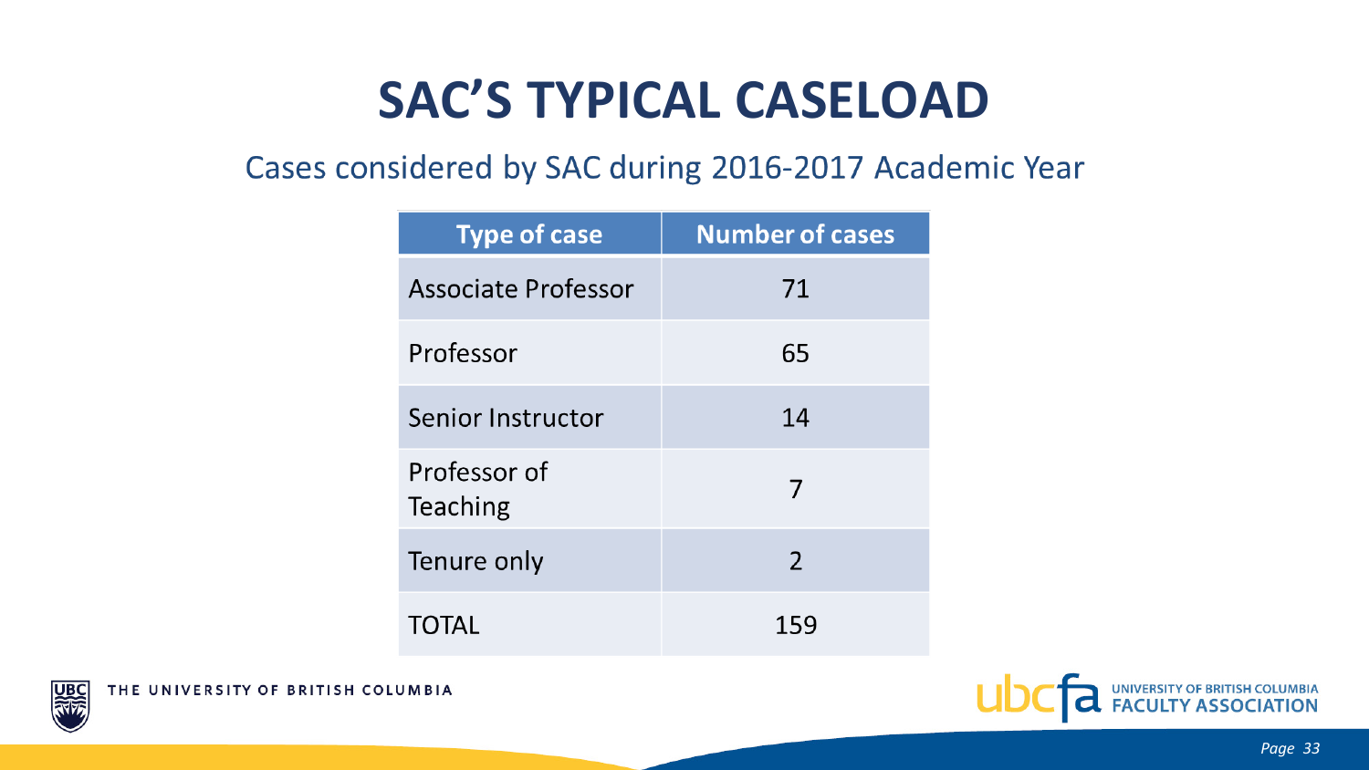# SAC'S TYPICAL CASELOAD

Cases considered by SAC during 2016-2017 Academic Year

| Type of case | Number of cases |
|---|---|
| Associate Professor | 71 |
| Professor | 65 |
| Senior Instructor | 14 |
| Professor of Teaching | 7 |
| Tenure only | 2 |
| TOTAL | 159 |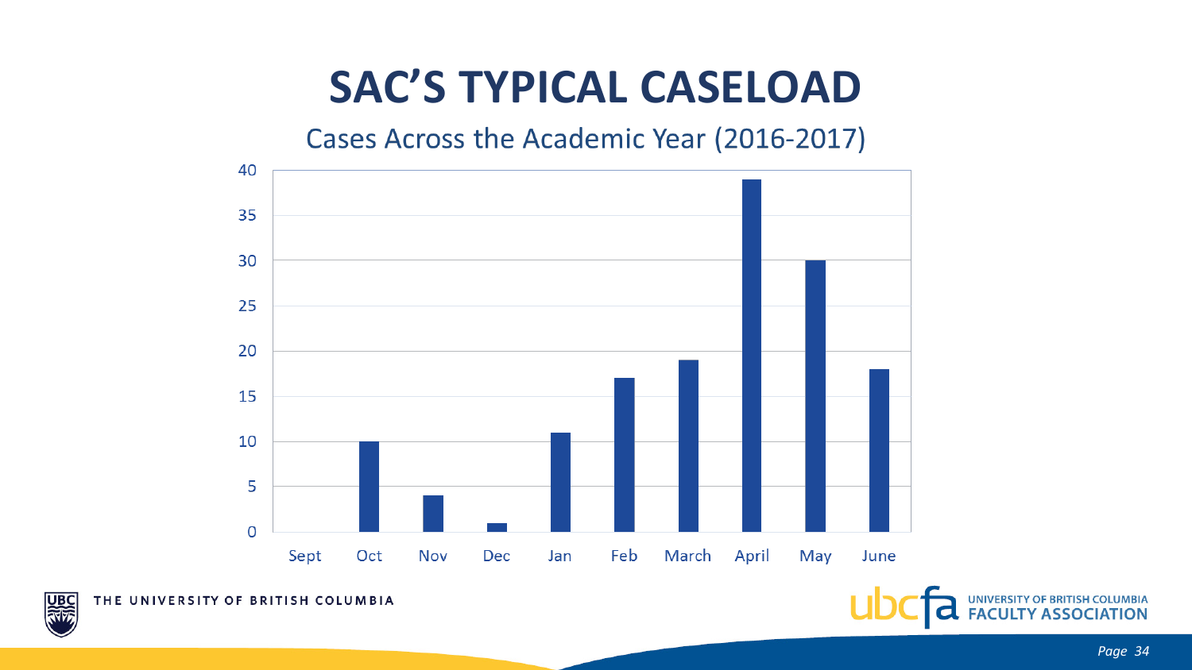# SAC'S TYPICAL CASELOAD

## Cases Across the Academic Year (2016-2017)

| Month | Cases |
|---|---|
| Sept | 0 |
| Oct | 10 |
| Nov | 4 |
| Dec | 1 |
| Jan | 11 |
| Feb | 17 |
| March | 19 |
| April | 39 |
| May | 30 |
| June | 18 |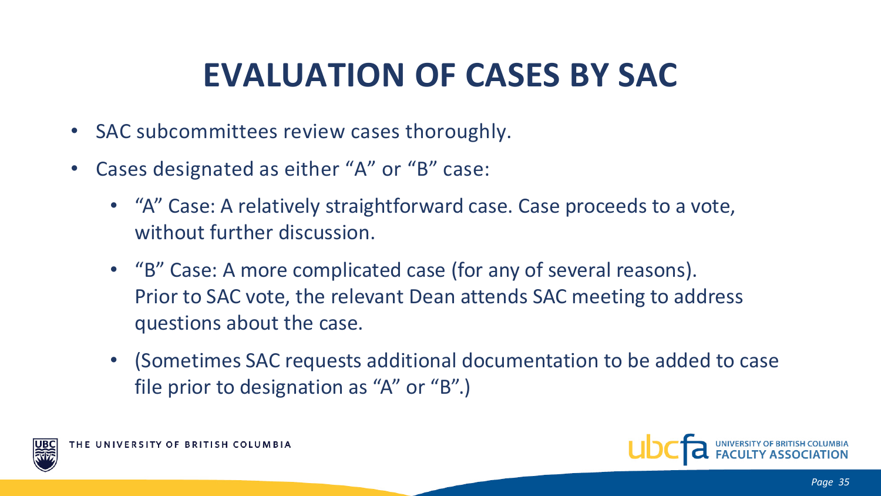# EVALUATION OF CASES BY SAC

- SAC subcommittees review cases thoroughly.
- Cases designated as either "A" or "B" case:
  - "A" Case: A relatively straightforward case. Case proceeds to a vote, without further discussion.
  - "B" Case: A more complicated case (for any of several reasons). Prior to SAC vote, the relevant Dean attends SAC meeting to address questions about the case.
  - (Sometimes SAC requests additional documentation to be added to case file prior to designation as "A" or "B".)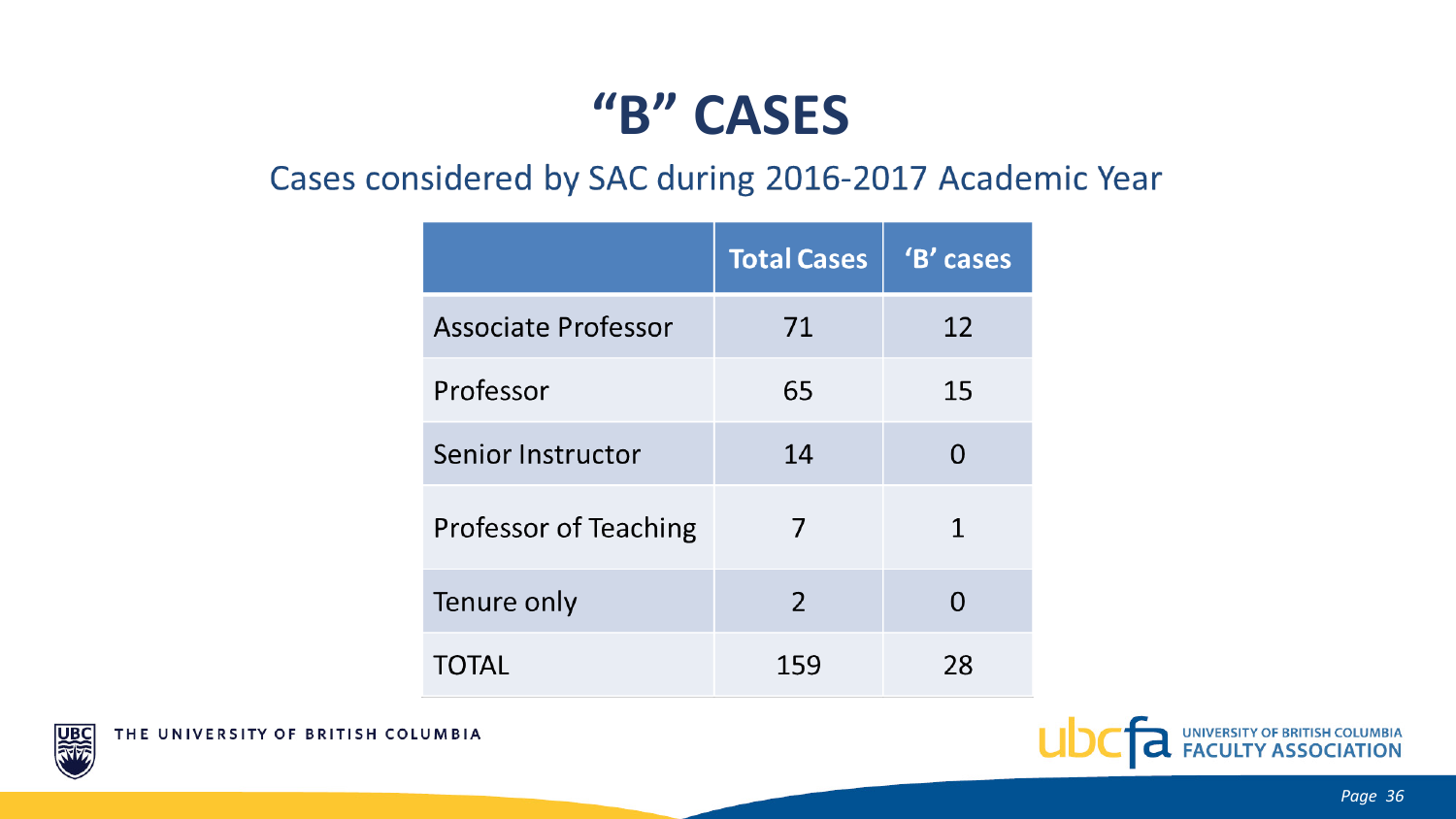# "B" CASES

## Cases considered by SAC during 2016-2017 Academic Year

| | Total Cases | 'B' cases |
|---|---|---|
| Associate Professor | 71 | 12 |
| Professor | 65 | 15 |
| Senior Instructor | 14 | 0 |
| Professor of Teaching | 7 | 1 |
| Tenure only | 2 | 0 |
| TOTAL | 159 | 28 |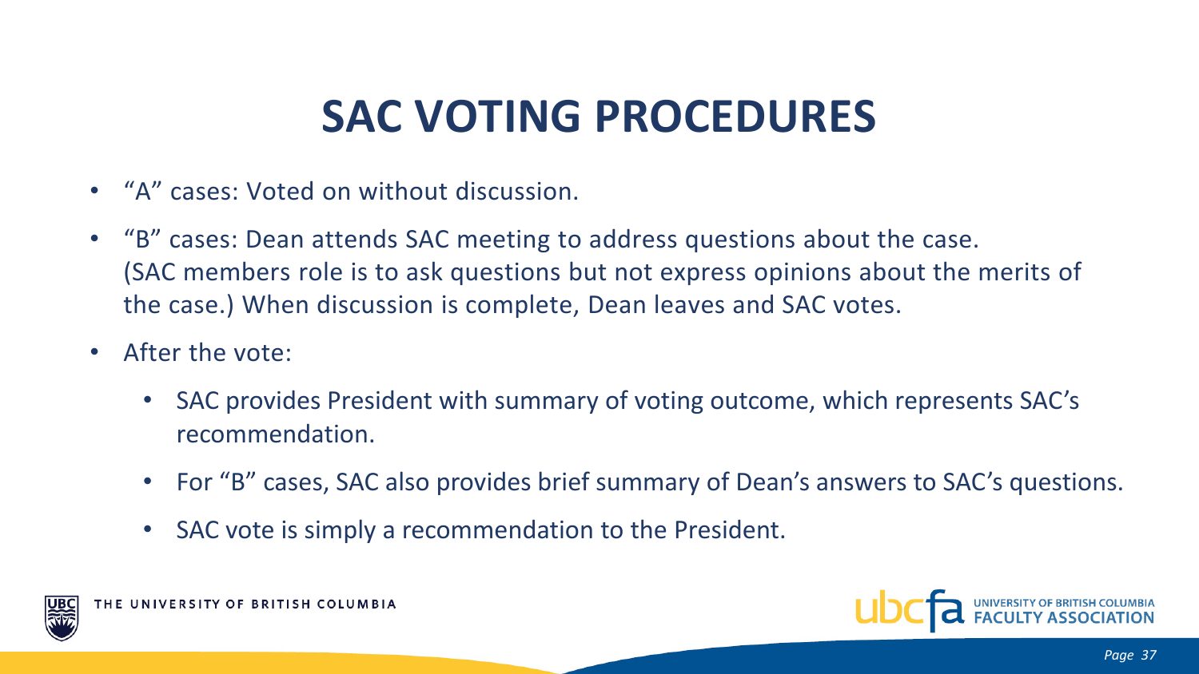# SAC VOTING PROCEDURES

- "A" cases: Voted on without discussion.
- "B" cases: Dean attends SAC meeting to address questions about the case. (SAC members role is to ask questions but not express opinions about the merits of the case.) When discussion is complete, Dean leaves and SAC votes.
- After the vote:
  - SAC provides President with summary of voting outcome, which represents SAC's recommendation.
  - For "B" cases, SAC also provides brief summary of Dean's answers to SAC's questions.
  - SAC vote is simply a recommendation to the President.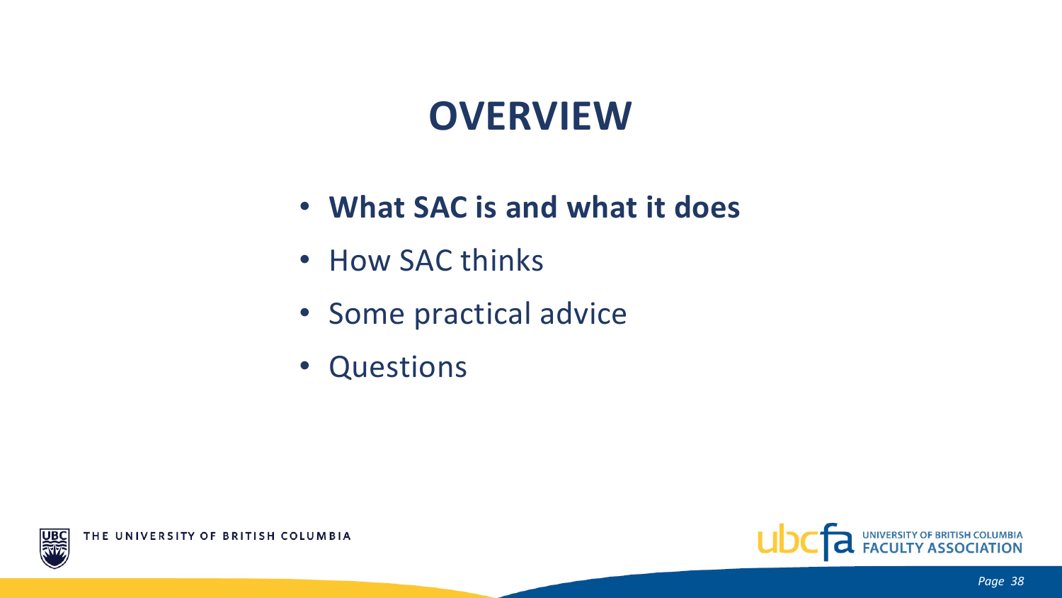# OVERVIEW

- **What SAC is and what it does**
- How SAC thinks
- Some practical advice
- Questions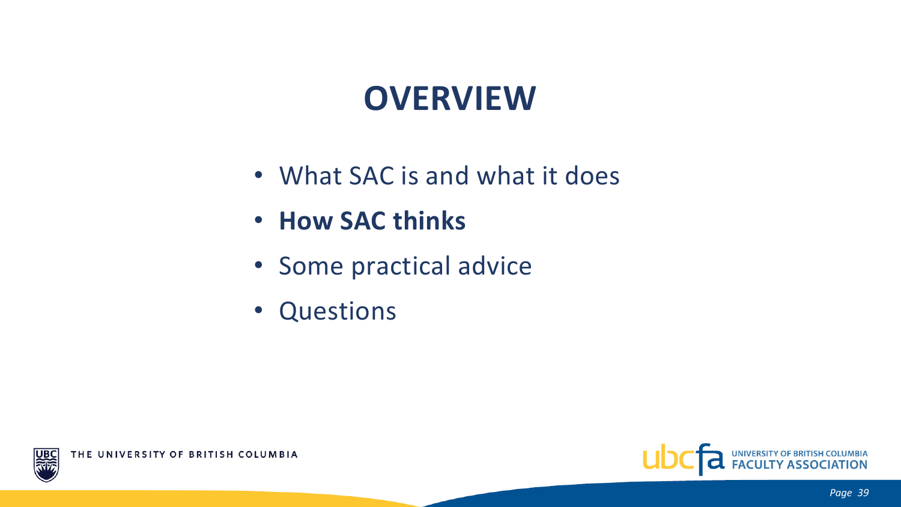# OVERVIEW

- What SAC is and what it does
- **How SAC thinks**
- Some practical advice
- Questions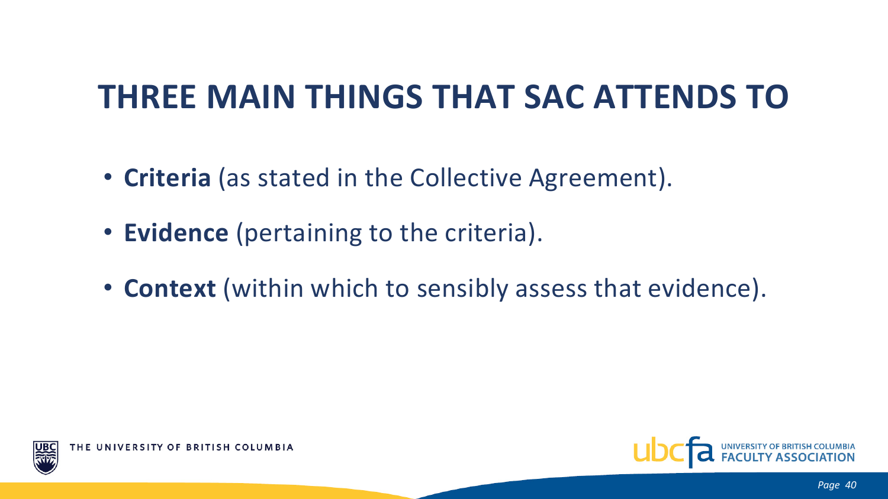# THREE MAIN THINGS THAT SAC ATTENDS TO

- **Criteria** (as stated in the Collective Agreement).
- **Evidence** (pertaining to the criteria).
- **Context** (within which to sensibly assess that evidence).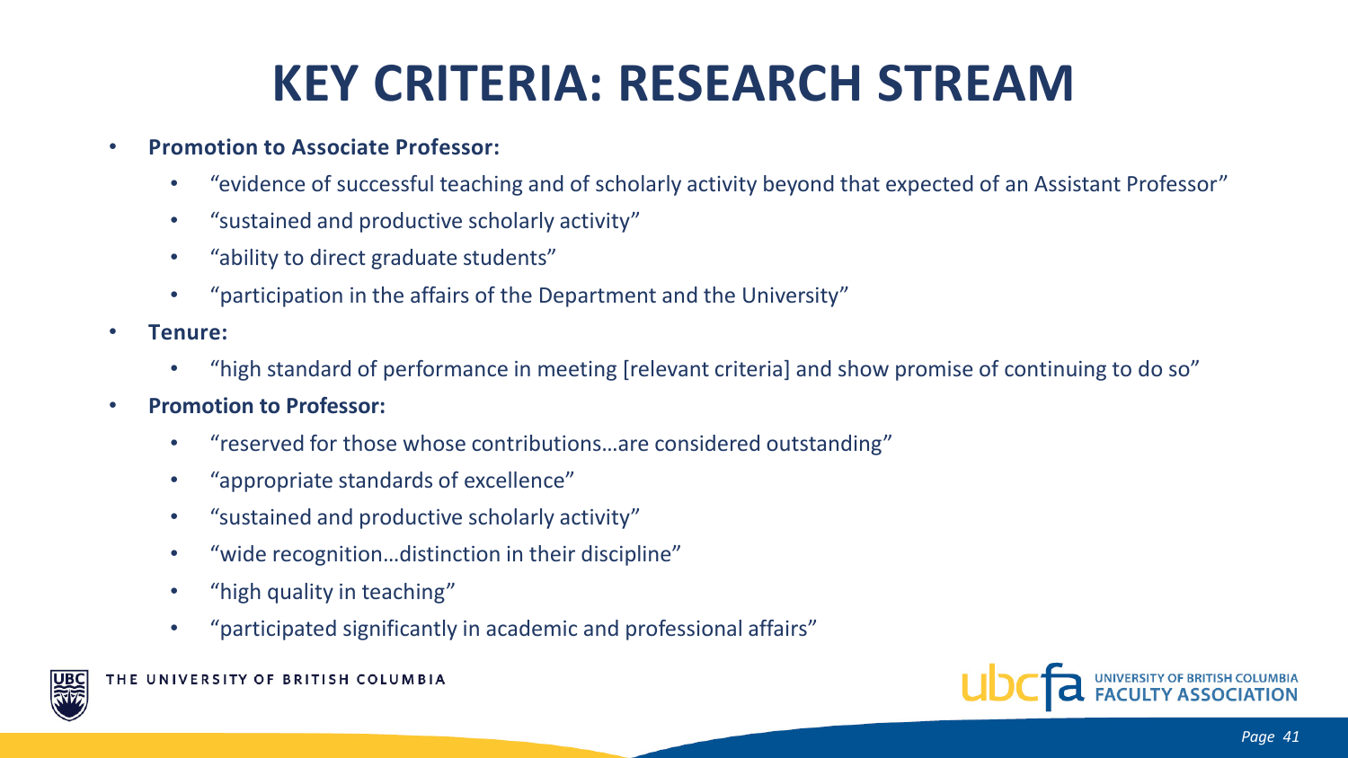# KEY CRITERIA: RESEARCH STREAM

- **Promotion to Associate Professor:**
  - “evidence of successful teaching and of scholarly activity beyond that expected of an Assistant Professor”
  - “sustained and productive scholarly activity”
  - “ability to direct graduate students”
  - “participation in the affairs of the Department and the University”
- **Tenure:**
  - “high standard of performance in meeting [relevant criteria] and show promise of continuing to do so”
- **Promotion to Professor:**
  - “reserved for those whose contributions…are considered outstanding”
  - “appropriate standards of excellence”
  - “sustained and productive scholarly activity”
  - “wide recognition…distinction in their discipline”
  - “high quality in teaching”
  - “participated significantly in academic and professional affairs”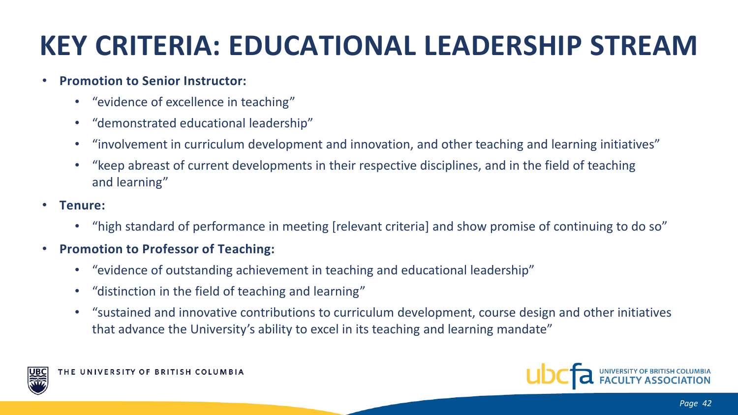# KEY CRITERIA: EDUCATIONAL LEADERSHIP STREAM

- **Promotion to Senior Instructor:**
  - "evidence of excellence in teaching"
  - "demonstrated educational leadership"
  - "involvement in curriculum development and innovation, and other teaching and learning initiatives"
  - "keep abreast of current developments in their respective disciplines, and in the field of teaching and learning"
- **Tenure:**
  - "high standard of performance in meeting [relevant criteria] and show promise of continuing to do so"
- **Promotion to Professor of Teaching:**
  - "evidence of outstanding achievement in teaching and educational leadership"
  - "distinction in the field of teaching and learning"
  - "sustained and innovative contributions to curriculum development, course design and other initiatives that advance the University's ability to excel in its teaching and learning mandate"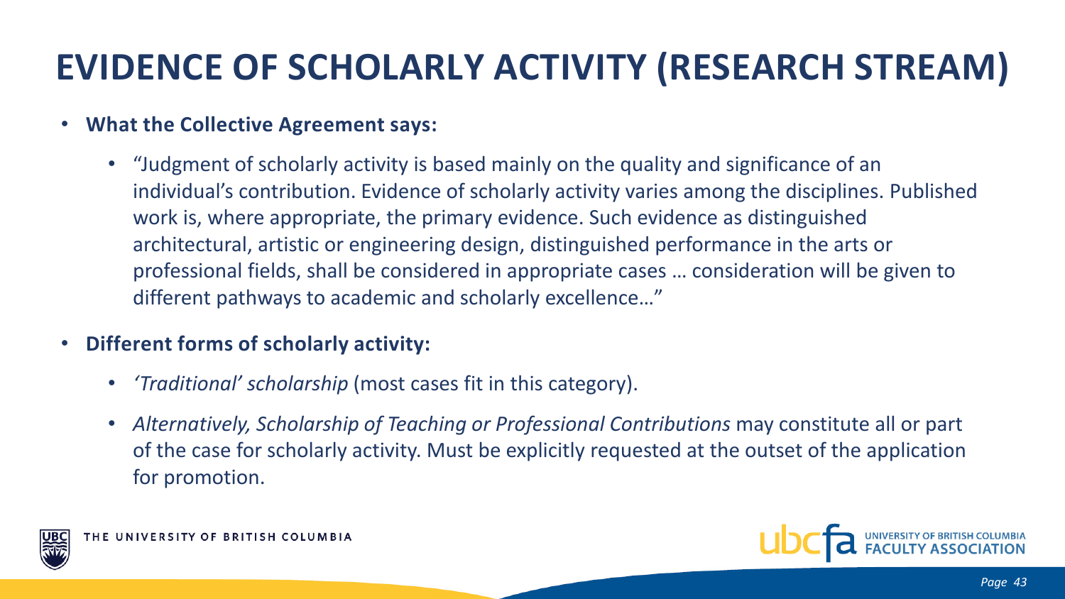# EVIDENCE OF SCHOLARLY ACTIVITY (RESEARCH STREAM)

- **What the Collective Agreement says:**
  - "Judgment of scholarly activity is based mainly on the quality and significance of an individual's contribution. Evidence of scholarly activity varies among the disciplines. Published work is, where appropriate, the primary evidence. Such evidence as distinguished architectural, artistic or engineering design, distinguished performance in the arts or professional fields, shall be considered in appropriate cases … consideration will be given to different pathways to academic and scholarly excellence…"
- **Different forms of scholarly activity:**
  - *'Traditional' scholarship* (most cases fit in this category).
  - *Alternatively, Scholarship of Teaching or Professional Contributions* may constitute all or part of the case for scholarly activity. Must be explicitly requested at the outset of the application for promotion.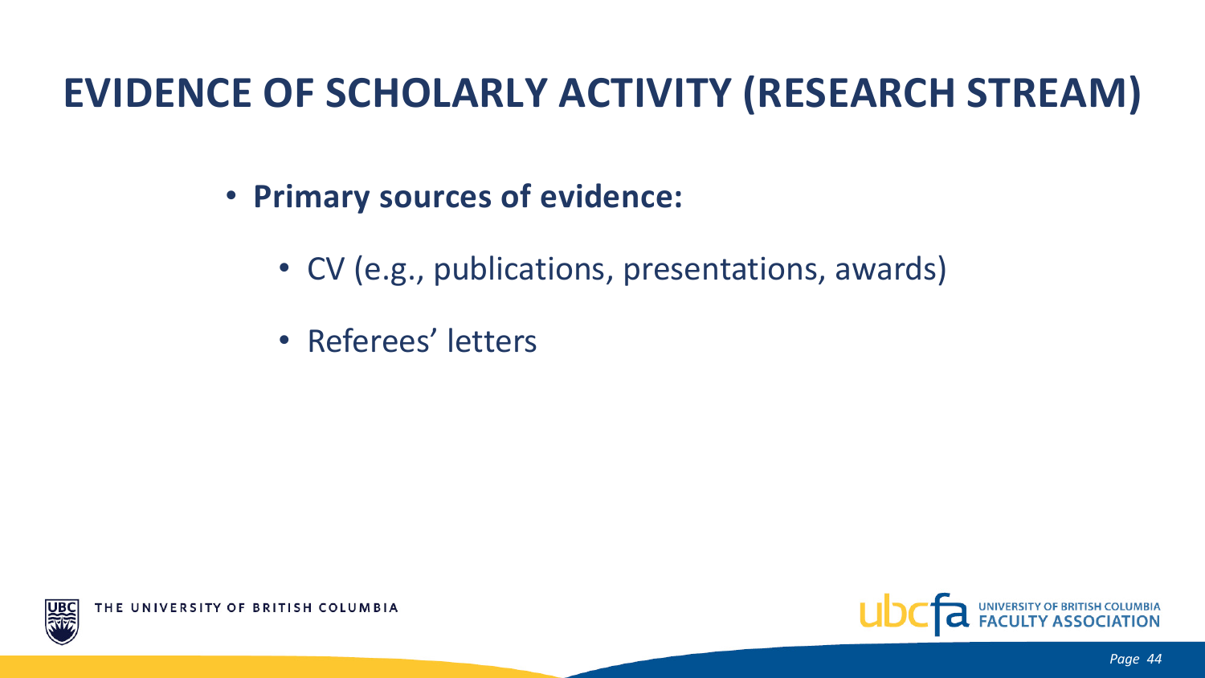# EVIDENCE OF SCHOLARLY ACTIVITY (RESEARCH STREAM)

- **Primary sources of evidence:**
  - CV (e.g., publications, presentations, awards)
  - Referees' letters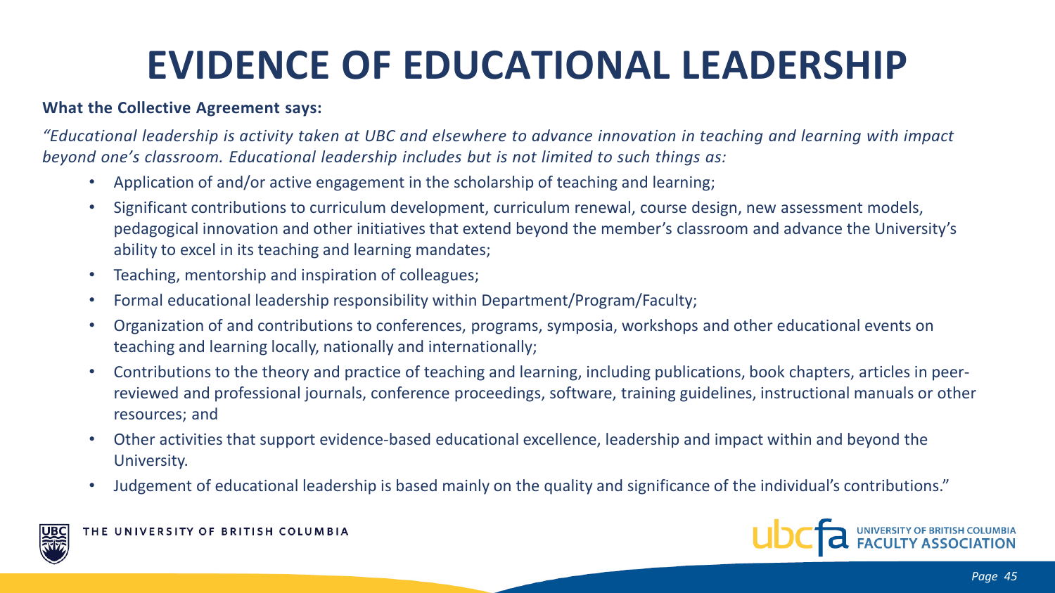# EVIDENCE OF EDUCATIONAL LEADERSHIP

**What the Collective Agreement says:**

*"Educational leadership is activity taken at UBC and elsewhere to advance innovation in teaching and learning with impact beyond one's classroom. Educational leadership includes but is not limited to such things as:*

- Application of and/or active engagement in the scholarship of teaching and learning;
- Significant contributions to curriculum development, curriculum renewal, course design, new assessment models, pedagogical innovation and other initiatives that extend beyond the member's classroom and advance the University's ability to excel in its teaching and learning mandates;
- Teaching, mentorship and inspiration of colleagues;
- Formal educational leadership responsibility within Department/Program/Faculty;
- Organization of and contributions to conferences, programs, symposia, workshops and other educational events on teaching and learning locally, nationally and internationally;
- Contributions to the theory and practice of teaching and learning, including publications, book chapters, articles in peer-reviewed and professional journals, conference proceedings, software, training guidelines, instructional manuals or other resources; and
- Other activities that support evidence-based educational excellence, leadership and impact within and beyond the University.
- Judgement of educational leadership is based mainly on the quality and significance of the individual's contributions."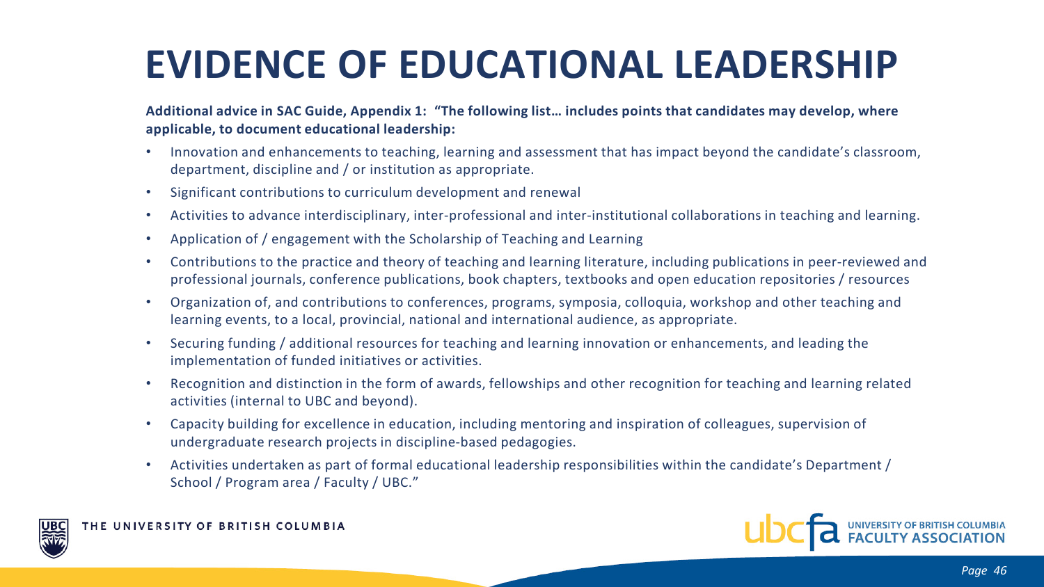# EVIDENCE OF EDUCATIONAL LEADERSHIP

**Additional advice in SAC Guide, Appendix 1: "The following list… includes points that candidates may develop, where applicable, to document educational leadership:**

- Innovation and enhancements to teaching, learning and assessment that has impact beyond the candidate's classroom, department, discipline and / or institution as appropriate.
- Significant contributions to curriculum development and renewal
- Activities to advance interdisciplinary, inter-professional and inter-institutional collaborations in teaching and learning.
- Application of / engagement with the Scholarship of Teaching and Learning
- Contributions to the practice and theory of teaching and learning literature, including publications in peer-reviewed and professional journals, conference publications, book chapters, textbooks and open education repositories / resources
- Organization of, and contributions to conferences, programs, symposia, colloquia, workshop and other teaching and learning events, to a local, provincial, national and international audience, as appropriate.
- Securing funding / additional resources for teaching and learning innovation or enhancements, and leading the implementation of funded initiatives or activities.
- Recognition and distinction in the form of awards, fellowships and other recognition for teaching and learning related activities (internal to UBC and beyond).
- Capacity building for excellence in education, including mentoring and inspiration of colleagues, supervision of undergraduate research projects in discipline-based pedagogies.
- Activities undertaken as part of formal educational leadership responsibilities within the candidate's Department / School / Program area / Faculty / UBC."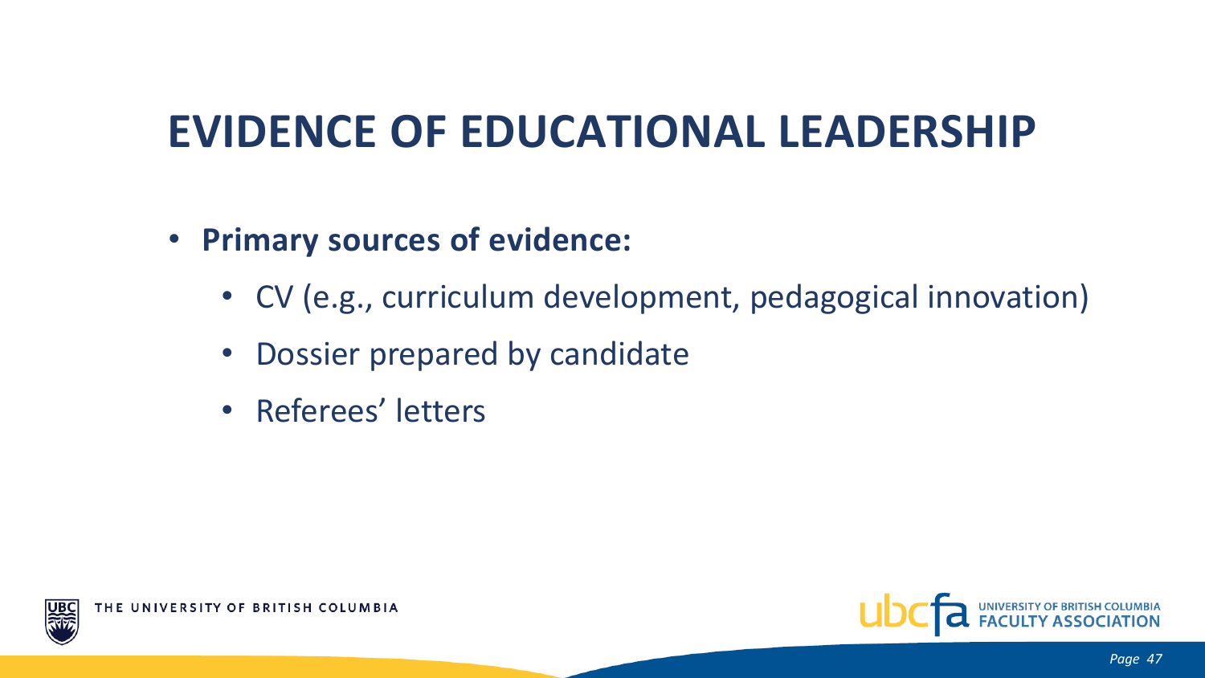# EVIDENCE OF EDUCATIONAL LEADERSHIP

- **Primary sources of evidence:**
  - CV (e.g., curriculum development, pedagogical innovation)
  - Dossier prepared by candidate
  - Referees' letters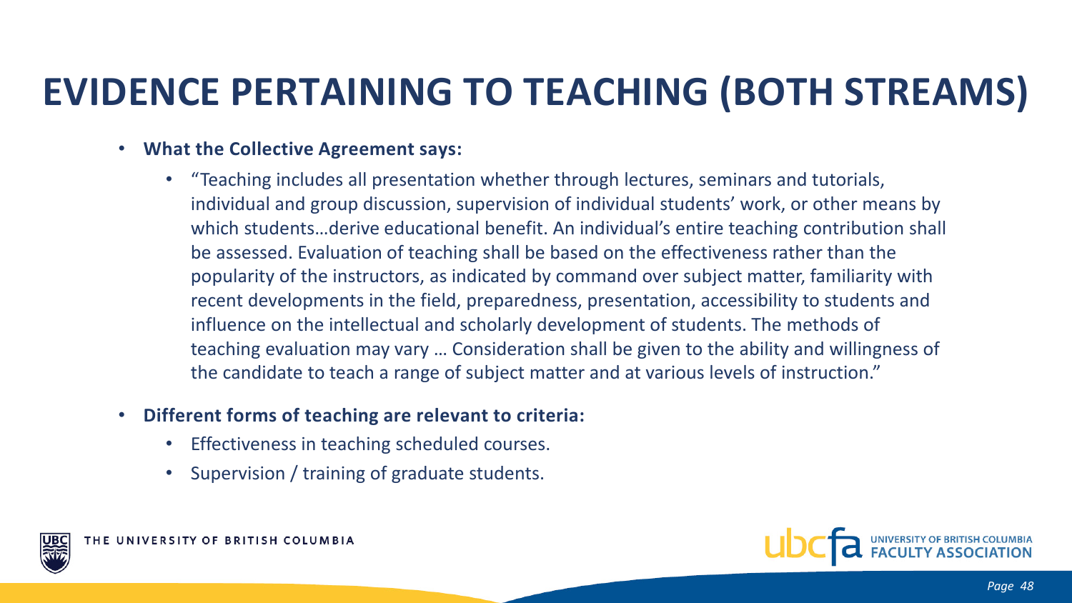# EVIDENCE PERTAINING TO TEACHING (BOTH STREAMS)

- **What the Collective Agreement says:**
  - "Teaching includes all presentation whether through lectures, seminars and tutorials, individual and group discussion, supervision of individual students' work, or other means by which students…derive educational benefit. An individual's entire teaching contribution shall be assessed. Evaluation of teaching shall be based on the effectiveness rather than the popularity of the instructors, as indicated by command over subject matter, familiarity with recent developments in the field, preparedness, presentation, accessibility to students and influence on the intellectual and scholarly development of students. The methods of teaching evaluation may vary … Consideration shall be given to the ability and willingness of the candidate to teach a range of subject matter and at various levels of instruction."
- **Different forms of teaching are relevant to criteria:**
  - Effectiveness in teaching scheduled courses.
  - Supervision / training of graduate students.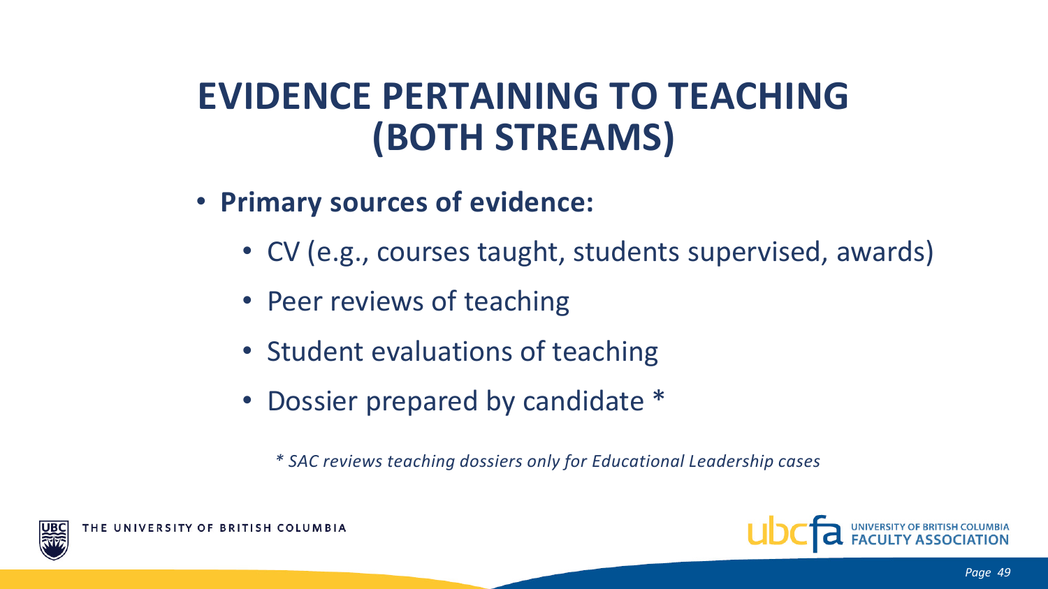# EVIDENCE PERTAINING TO TEACHING (BOTH STREAMS)

- **Primary sources of evidence:**
  - CV (e.g., courses taught, students supervised, awards)
  - Peer reviews of teaching
  - Student evaluations of teaching
  - Dossier prepared by candidate *

*\* SAC reviews teaching dossiers only for Educational Leadership cases*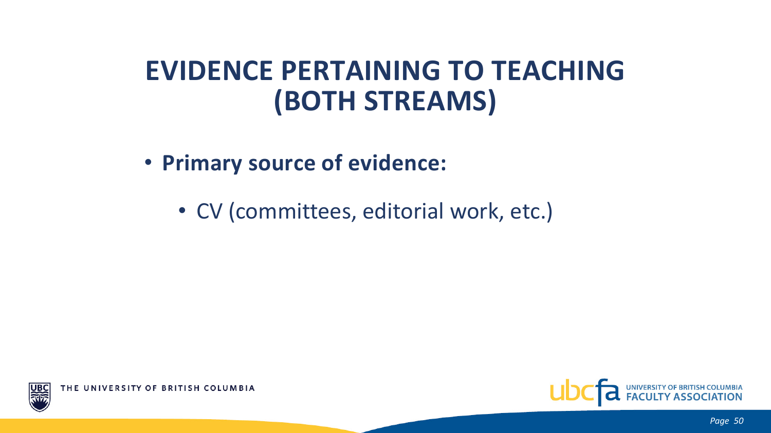# EVIDENCE PERTAINING TO TEACHING (BOTH STREAMS)

- **Primary source of evidence:**
  - CV (committees, editorial work, etc.)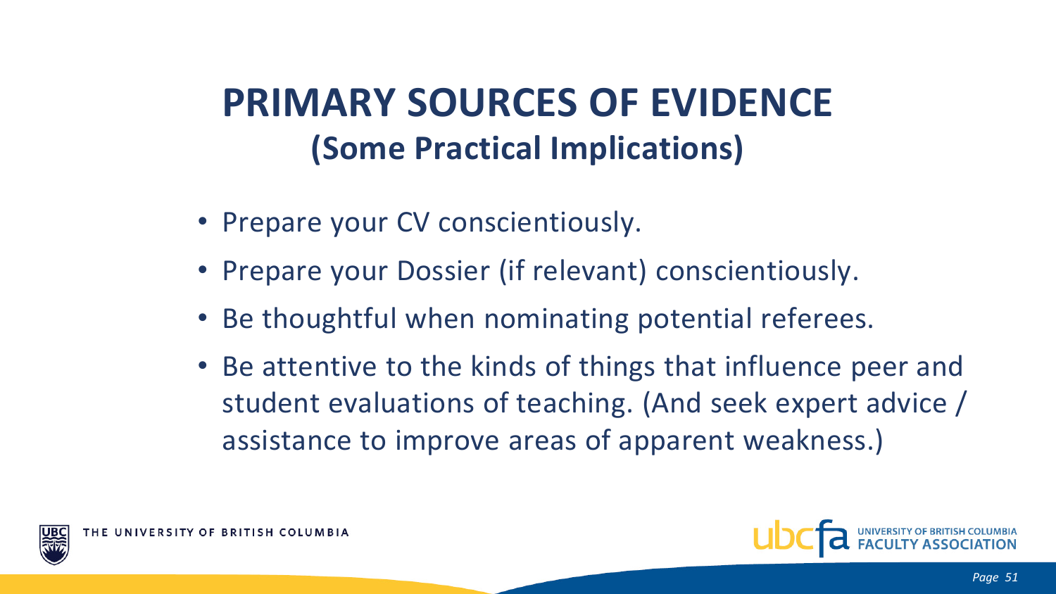# PRIMARY SOURCES OF EVIDENCE

## (Some Practical Implications)

- Prepare your CV conscientiously.
- Prepare your Dossier (if relevant) conscientiously.
- Be thoughtful when nominating potential referees.
- Be attentive to the kinds of things that influence peer and student evaluations of teaching. (And seek expert advice / assistance to improve areas of apparent weakness.)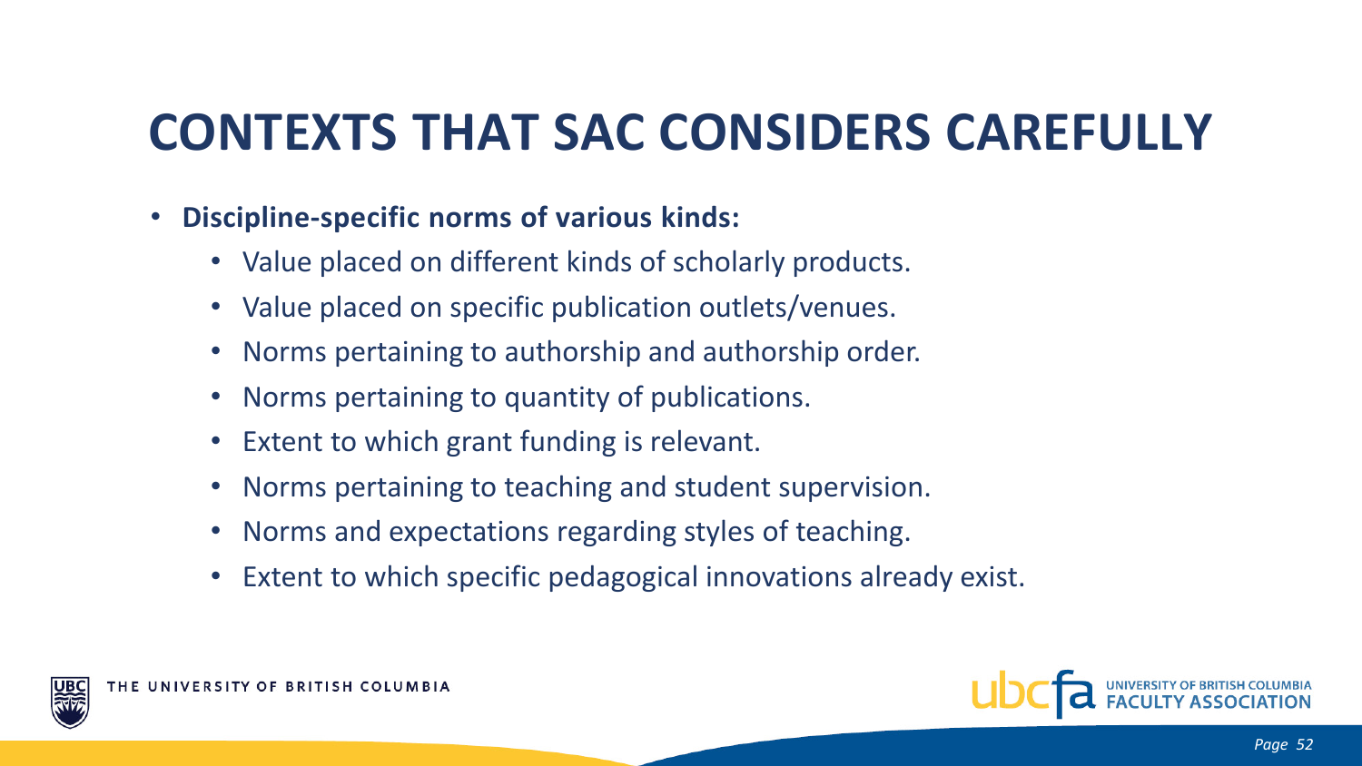# CONTEXTS THAT SAC CONSIDERS CAREFULLY

- **Discipline-specific norms of various kinds:**
  - Value placed on different kinds of scholarly products.
  - Value placed on specific publication outlets/venues.
  - Norms pertaining to authorship and authorship order.
  - Norms pertaining to quantity of publications.
  - Extent to which grant funding is relevant.
  - Norms pertaining to teaching and student supervision.
  - Norms and expectations regarding styles of teaching.
  - Extent to which specific pedagogical innovations already exist.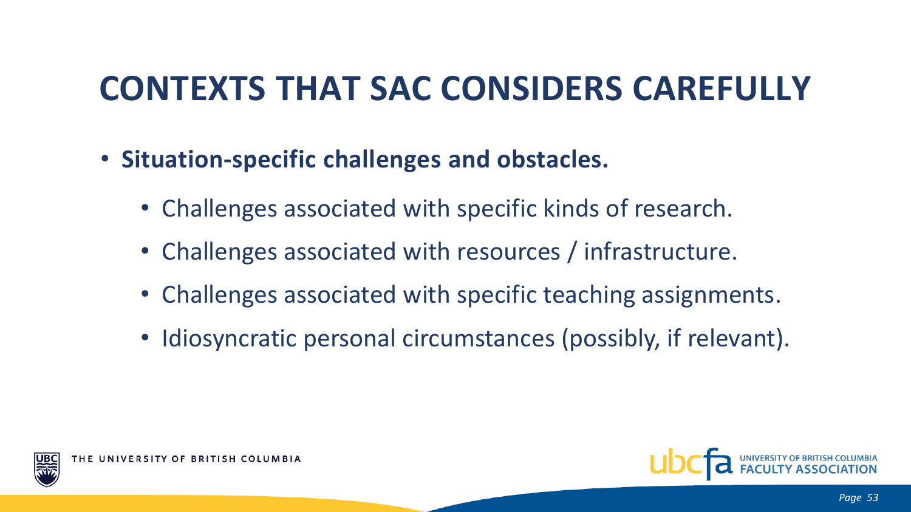# CONTEXTS THAT SAC CONSIDERS CAREFULLY

- **Situation-specific challenges and obstacles.**
  - Challenges associated with specific kinds of research.
  - Challenges associated with resources / infrastructure.
  - Challenges associated with specific teaching assignments.
  - Idiosyncratic personal circumstances (possibly, if relevant).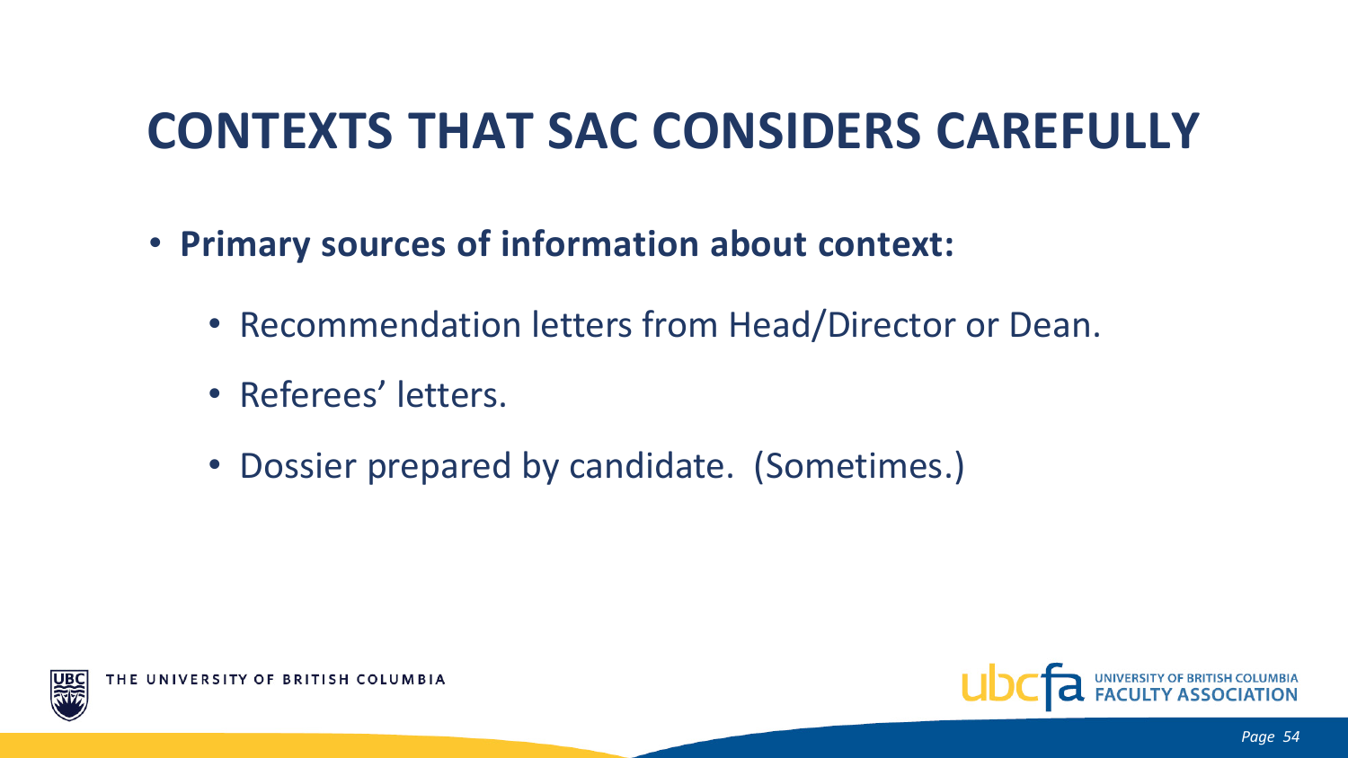# CONTEXTS THAT SAC CONSIDERS CAREFULLY

- **Primary sources of information about context:**
  - Recommendation letters from Head/Director or Dean.
  - Referees' letters.
  - Dossier prepared by candidate. (Sometimes.)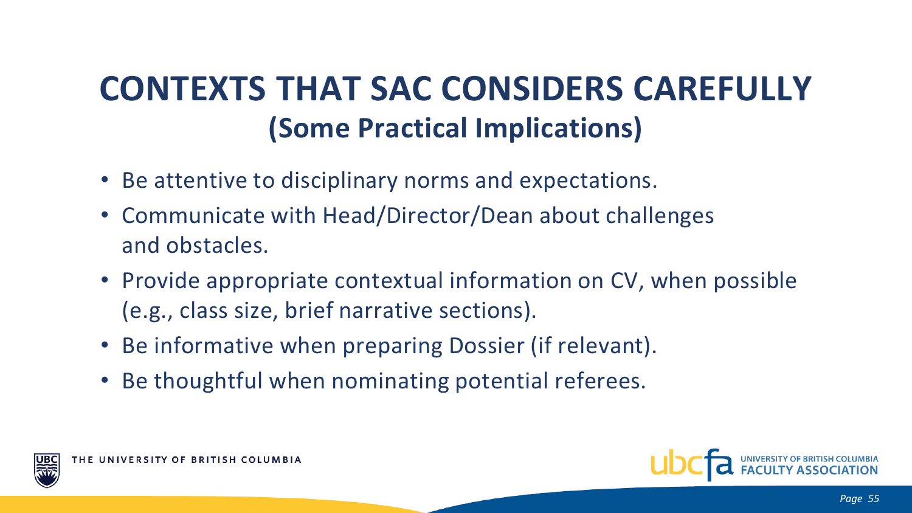# CONTEXTS THAT SAC CONSIDERS CAREFULLY
## (Some Practical Implications)

- Be attentive to disciplinary norms and expectations.
- Communicate with Head/Director/Dean about challenges and obstacles.
- Provide appropriate contextual information on CV, when possible (e.g., class size, brief narrative sections).
- Be informative when preparing Dossier (if relevant).
- Be thoughtful when nominating potential referees.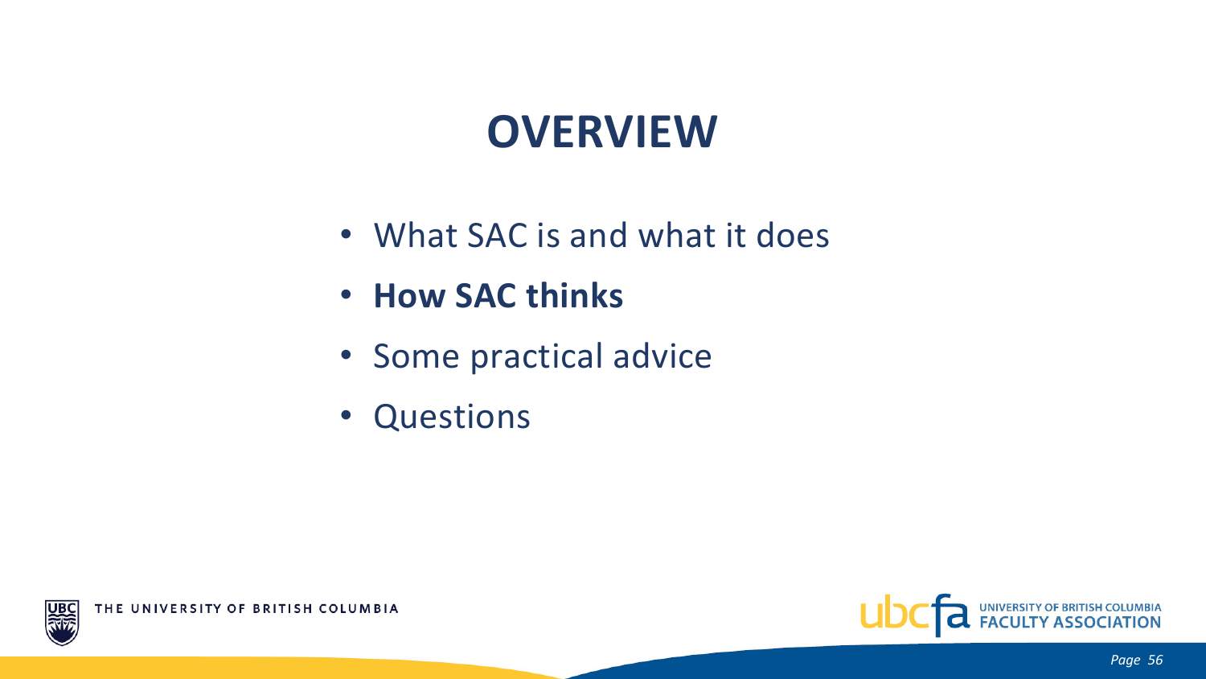# OVERVIEW

- What SAC is and what it does
- **How SAC thinks**
- Some practical advice
- Questions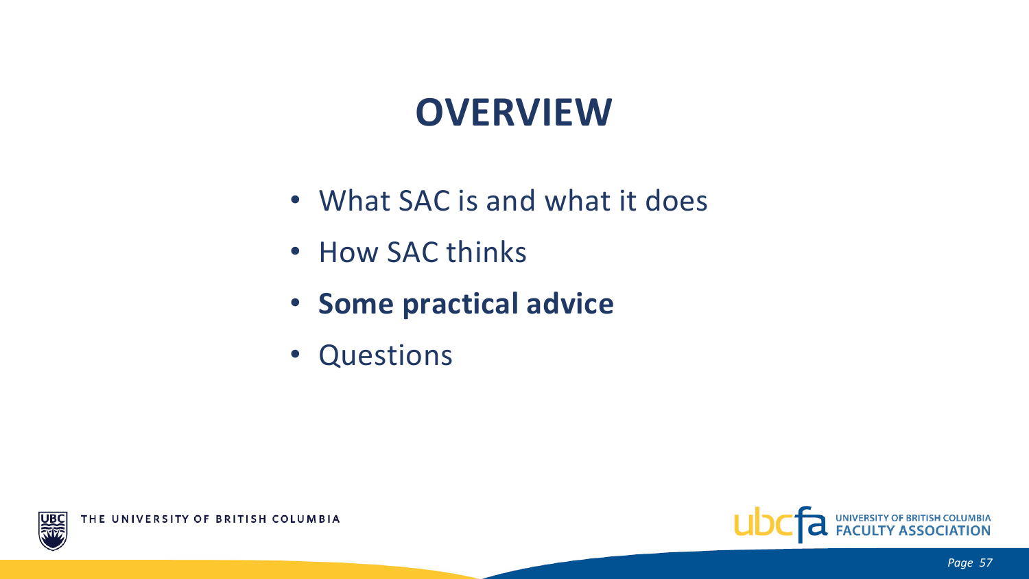# OVERVIEW

- What SAC is and what it does
- How SAC thinks
- **Some practical advice**
- Questions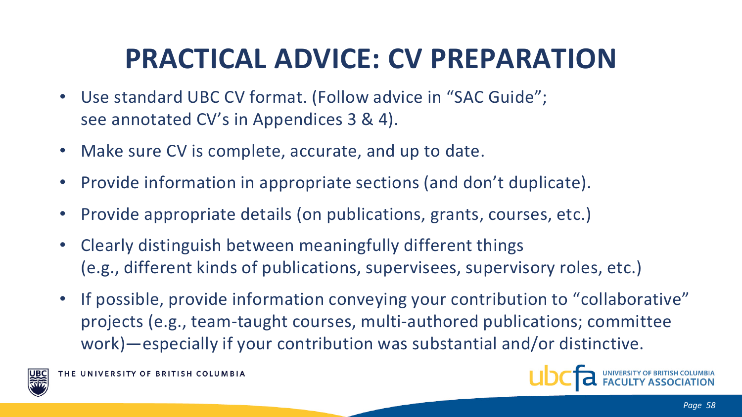# PRACTICAL ADVICE: CV PREPARATION

- Use standard UBC CV format. (Follow advice in "SAC Guide"; see annotated CV's in Appendices 3 & 4).
- Make sure CV is complete, accurate, and up to date.
- Provide information in appropriate sections (and don't duplicate).
- Provide appropriate details (on publications, grants, courses, etc.)
- Clearly distinguish between meaningfully different things (e.g., different kinds of publications, supervisees, supervisory roles, etc.)
- If possible, provide information conveying your contribution to "collaborative" projects (e.g., team-taught courses, multi-authored publications; committee work)—especially if your contribution was substantial and/or distinctive.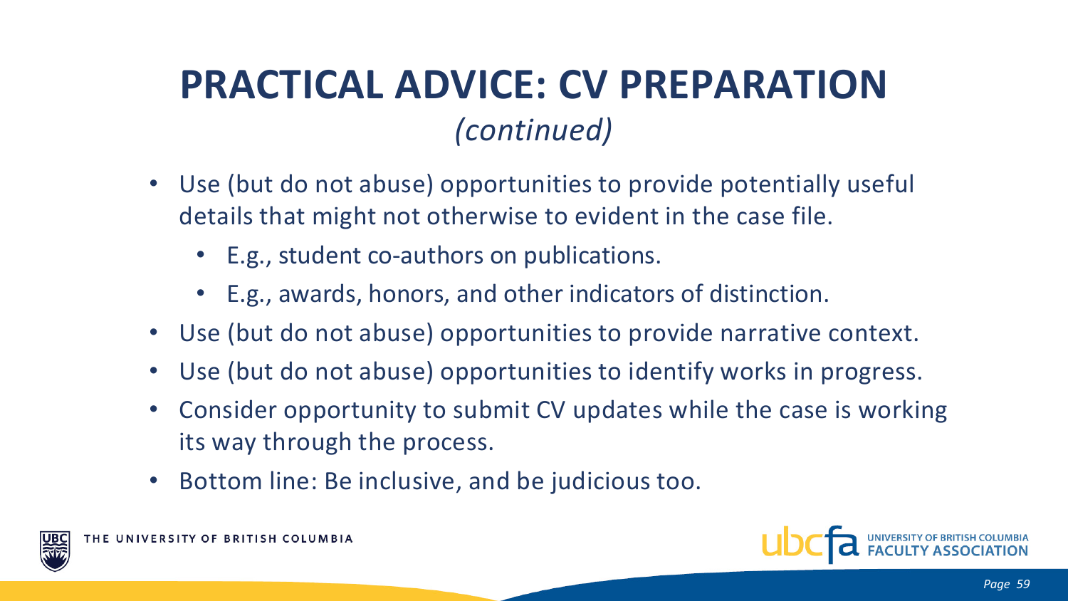# PRACTICAL ADVICE: CV PREPARATION

*(continued)*

- Use (but do not abuse) opportunities to provide potentially useful details that might not otherwise to evident in the case file.
  - E.g., student co-authors on publications.
  - E.g., awards, honors, and other indicators of distinction.
- Use (but do not abuse) opportunities to provide narrative context.
- Use (but do not abuse) opportunities to identify works in progress.
- Consider opportunity to submit CV updates while the case is working its way through the process.
- Bottom line: Be inclusive, and be judicious too.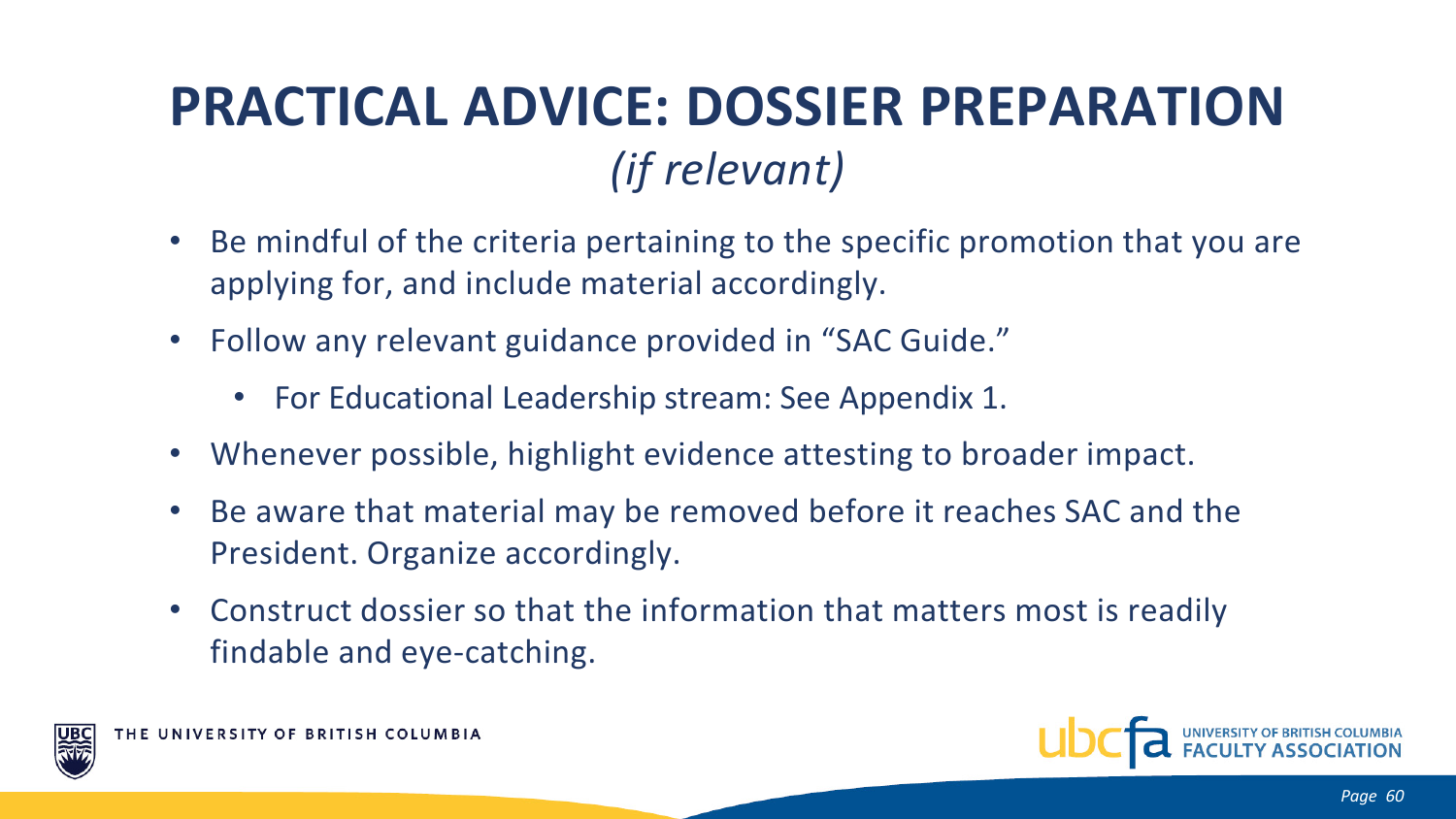# PRACTICAL ADVICE: DOSSIER PREPARATION *(if relevant)*

- Be mindful of the criteria pertaining to the specific promotion that you are applying for, and include material accordingly.
- Follow any relevant guidance provided in "SAC Guide."
  - For Educational Leadership stream: See Appendix 1.
- Whenever possible, highlight evidence attesting to broader impact.
- Be aware that material may be removed before it reaches SAC and the President. Organize accordingly.
- Construct dossier so that the information that matters most is readily findable and eye-catching.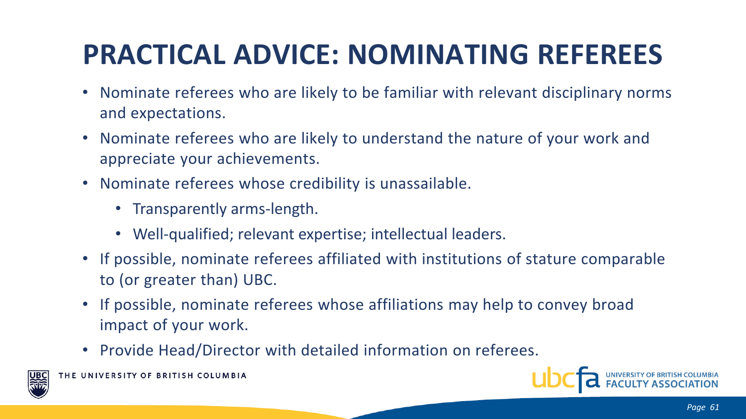# PRACTICAL ADVICE: NOMINATING REFEREES

- Nominate referees who are likely to be familiar with relevant disciplinary norms and expectations.
- Nominate referees who are likely to understand the nature of your work and appreciate your achievements.
- Nominate referees whose credibility is unassailable.
  - Transparently arms-length.
  - Well-qualified; relevant expertise; intellectual leaders.
- If possible, nominate referees affiliated with institutions of stature comparable to (or greater than) UBC.
- If possible, nominate referees whose affiliations may help to convey broad impact of your work.
- Provide Head/Director with detailed information on referees.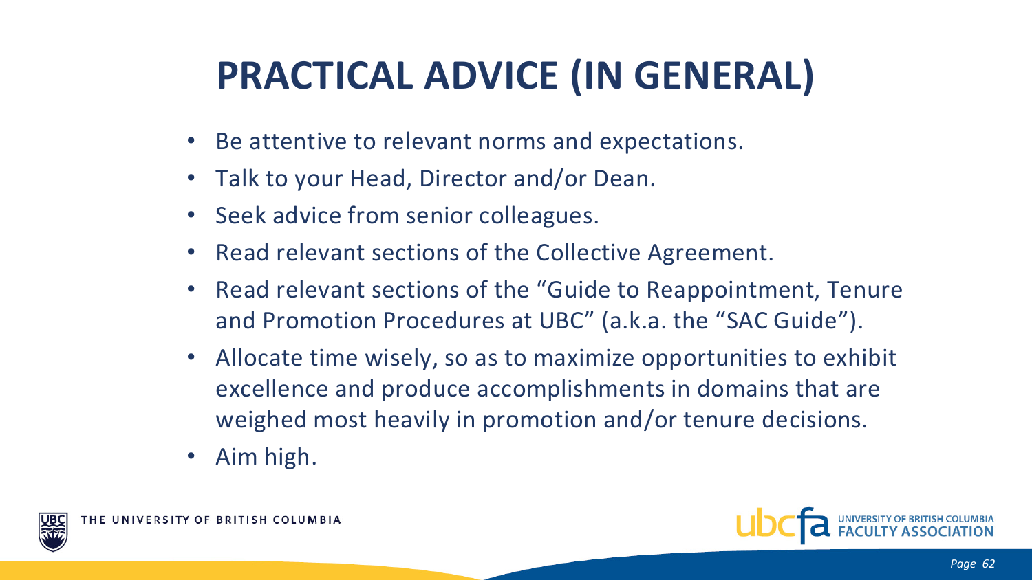# PRACTICAL ADVICE (IN GENERAL)

- Be attentive to relevant norms and expectations.
- Talk to your Head, Director and/or Dean.
- Seek advice from senior colleagues.
- Read relevant sections of the Collective Agreement.
- Read relevant sections of the "Guide to Reappointment, Tenure and Promotion Procedures at UBC" (a.k.a. the "SAC Guide").
- Allocate time wisely, so as to maximize opportunities to exhibit excellence and produce accomplishments in domains that are weighed most heavily in promotion and/or tenure decisions.
- Aim high.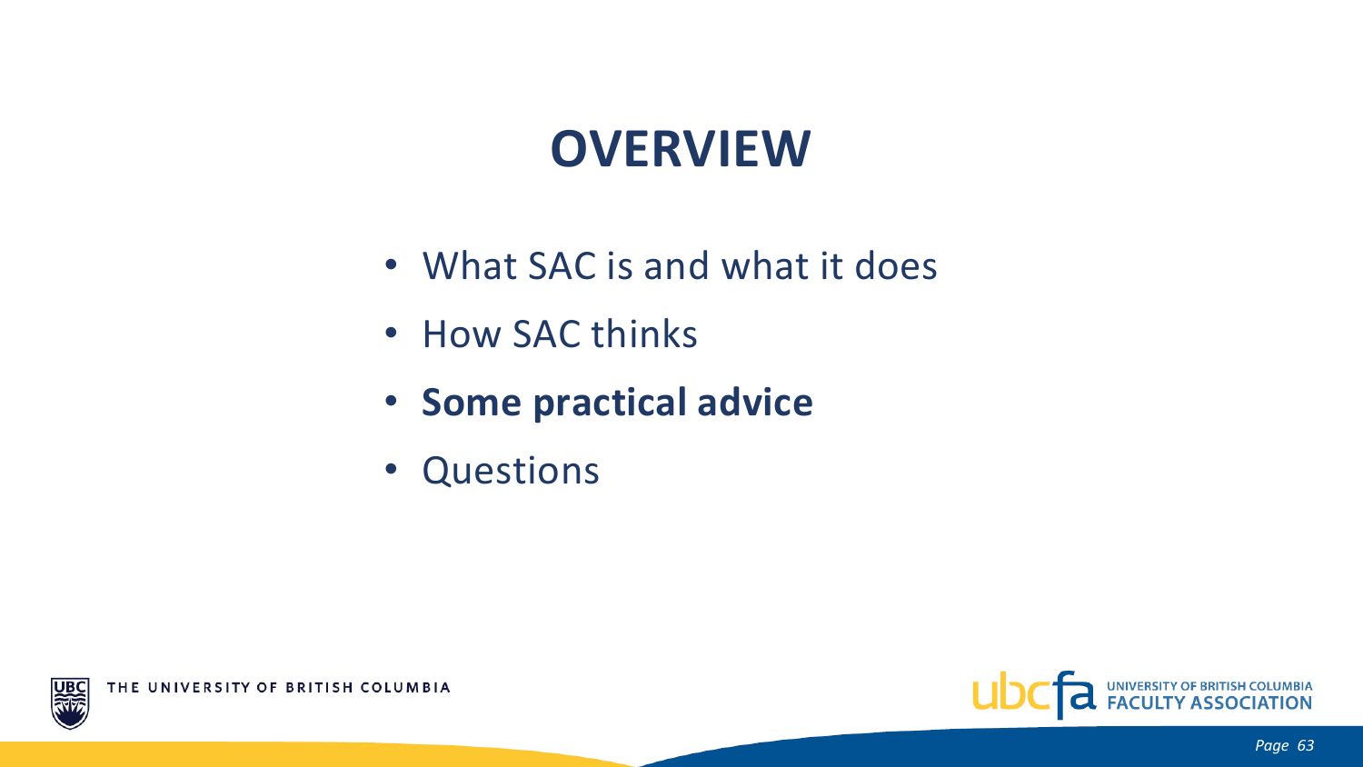# OVERVIEW

- What SAC is and what it does
- How SAC thinks
- **Some practical advice**
- Questions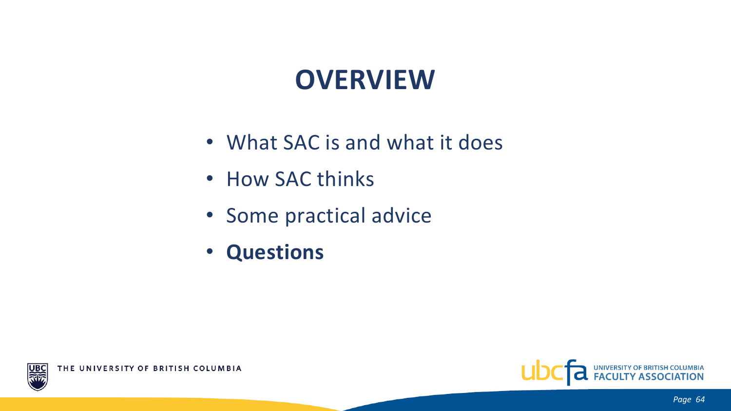# OVERVIEW

- What SAC is and what it does
- How SAC thinks
- Some practical advice
- **Questions**